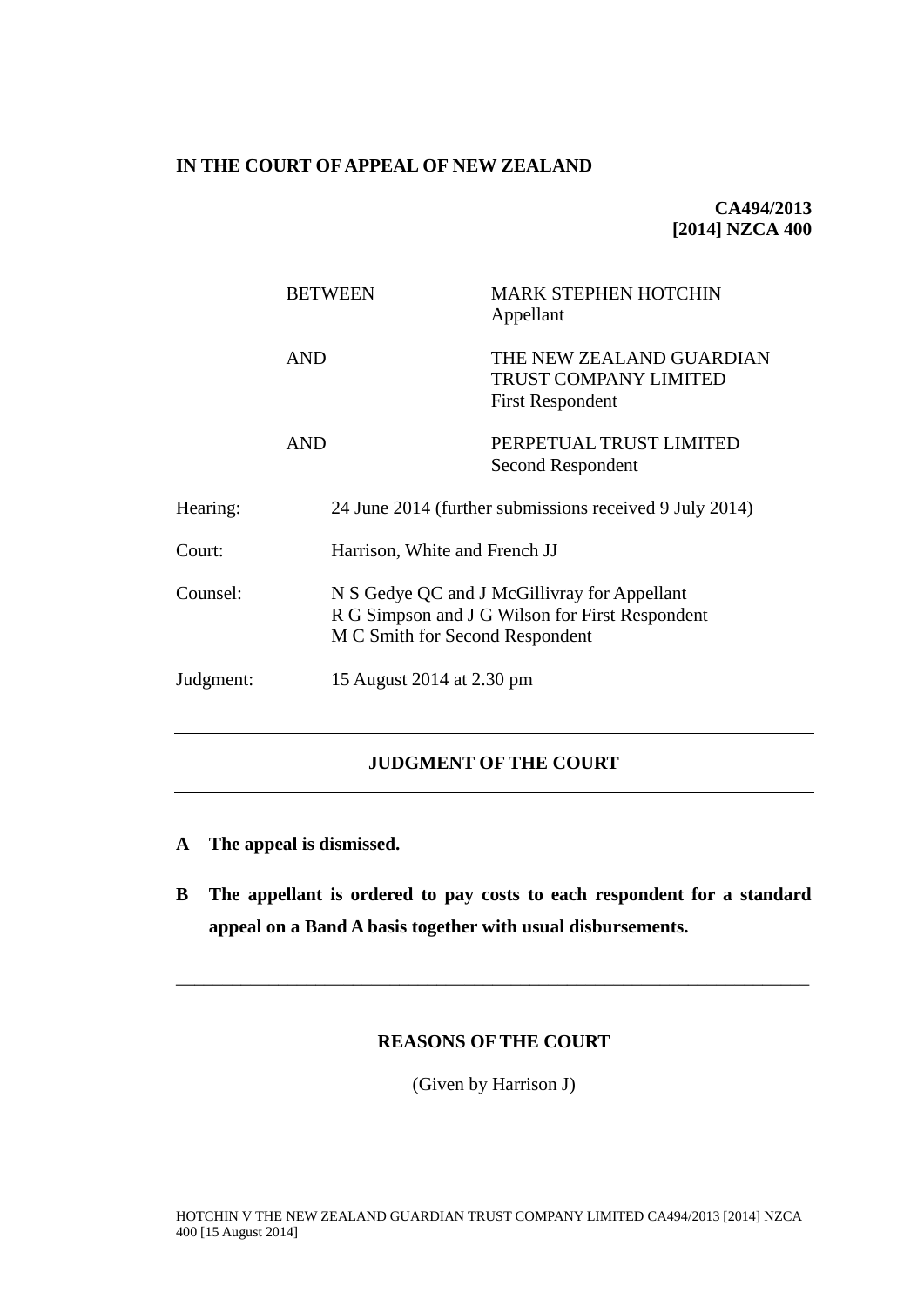**IN THE COURT OF APPEAL OF NEW ZEALAND**

**CA494/2013**
**[2014] NZCA 400**

| | | |
|---|---|---|
| BETWEEN | | MARK STEPHEN HOTCHIN<br>Appellant |
| AND | | THE NEW ZEALAND GUARDIAN TRUST COMPANY LIMITED<br>First Respondent |
| AND | | PERPETUAL TRUST LIMITED<br>Second Respondent |

Hearing: 24 June 2014 (further submissions received 9 July 2014)

Court: Harrison, White and French JJ

Counsel: N S Gedye QC and J McGillivray for Appellant
R G Simpson and J G Wilson for First Respondent
M C Smith for Second Respondent

Judgment: 15 August 2014 at 2.30 pm

---

## JUDGMENT OF THE COURT

---

**A The appeal is dismissed.**

**B The appellant is ordered to pay costs to each respondent for a standard appeal on a Band A basis together with usual disbursements.**

---

## REASONS OF THE COURT

(Given by Harrison J)

HOTCHIN V THE NEW ZEALAND GUARDIAN TRUST COMPANY LIMITED CA494/2013 [2014] NZCA 400 [15 August 2014]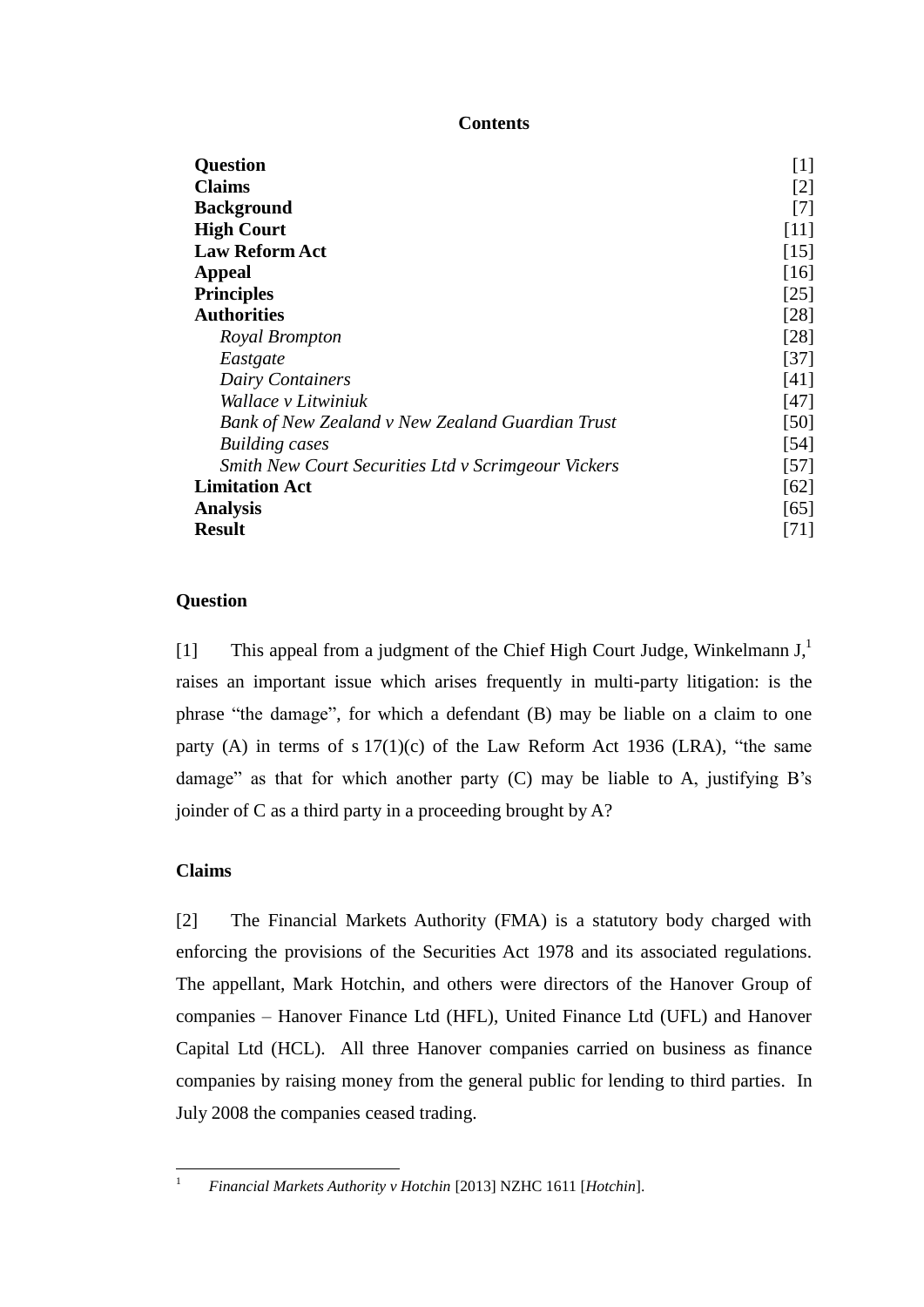**Contents**

| | |
|---|---|
| **Question** | [1] |
| **Claims** | [2] |
| **Background** | [7] |
| **High Court** | [11] |
| **Law Reform Act** | [15] |
| **Appeal** | [16] |
| **Principles** | [25] |
| **Authorities** | [28] |
| *Royal Brompton* | [28] |
| *Eastgate* | [37] |
| *Dairy Containers* | [41] |
| *Wallace v Litwiniuk* | [47] |
| *Bank of New Zealand v New Zealand Guardian Trust* | [50] |
| *Building cases* | [54] |
| *Smith New Court Securities Ltd v Scrimgeour Vickers* | [57] |
| **Limitation Act** | [62] |
| **Analysis** | [65] |
| **Result** | [71] |

## Question

[1] This appeal from a judgment of the Chief High Court Judge, Winkelmann J,[1] raises an important issue which arises frequently in multi-party litigation: is the phrase "the damage", for which a defendant (B) may be liable on a claim to one party (A) in terms of s 17(1)(c) of the Law Reform Act 1936 (LRA), "the same damage" as that for which another party (C) may be liable to A, justifying B's joinder of C as a third party in a proceeding brought by A?

## Claims

[2] The Financial Markets Authority (FMA) is a statutory body charged with enforcing the provisions of the Securities Act 1978 and its associated regulations. The appellant, Mark Hotchin, and others were directors of the Hanover Group of companies – Hanover Finance Ltd (HFL), United Finance Ltd (UFL) and Hanover Capital Ltd (HCL). All three Hanover companies carried on business as finance companies by raising money from the general public for lending to third parties. In July 2008 the companies ceased trading.

[1] *Financial Markets Authority v Hotchin* [2013] NZHC 1611 [*Hotchin*].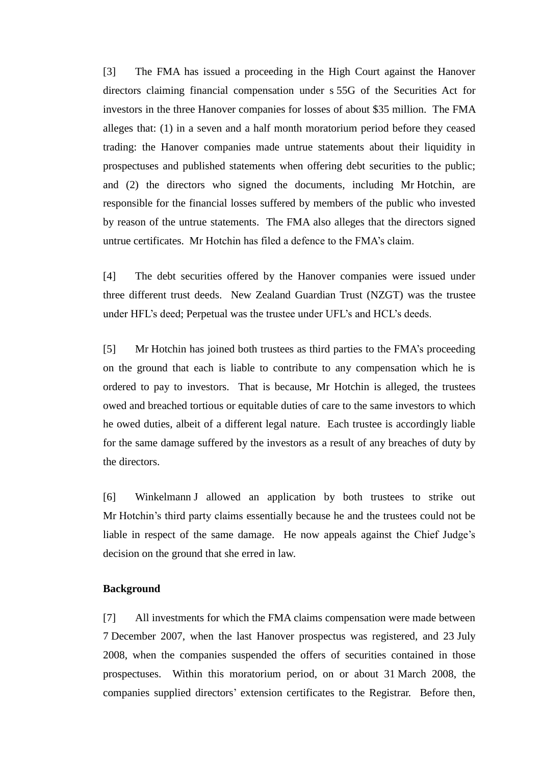[3] The FMA has issued a proceeding in the High Court against the Hanover directors claiming financial compensation under s 55G of the Securities Act for investors in the three Hanover companies for losses of about $35 million. The FMA alleges that: (1) in a seven and a half month moratorium period before they ceased trading: the Hanover companies made untrue statements about their liquidity in prospectuses and published statements when offering debt securities to the public; and (2) the directors who signed the documents, including Mr Hotchin, are responsible for the financial losses suffered by members of the public who invested by reason of the untrue statements. The FMA also alleges that the directors signed untrue certificates. Mr Hotchin has filed a defence to the FMA's claim.

[4] The debt securities offered by the Hanover companies were issued under three different trust deeds. New Zealand Guardian Trust (NZGT) was the trustee under HFL's deed; Perpetual was the trustee under UFL's and HCL's deeds.

[5] Mr Hotchin has joined both trustees as third parties to the FMA's proceeding on the ground that each is liable to contribute to any compensation which he is ordered to pay to investors. That is because, Mr Hotchin is alleged, the trustees owed and breached tortious or equitable duties of care to the same investors to which he owed duties, albeit of a different legal nature. Each trustee is accordingly liable for the same damage suffered by the investors as a result of any breaches of duty by the directors.

[6] Winkelmann J allowed an application by both trustees to strike out Mr Hotchin's third party claims essentially because he and the trustees could not be liable in respect of the same damage. He now appeals against the Chief Judge's decision on the ground that she erred in law.

**Background**

[7] All investments for which the FMA claims compensation were made between 7 December 2007, when the last Hanover prospectus was registered, and 23 July 2008, when the companies suspended the offers of securities contained in those prospectuses. Within this moratorium period, on or about 31 March 2008, the companies supplied directors' extension certificates to the Registrar. Before then,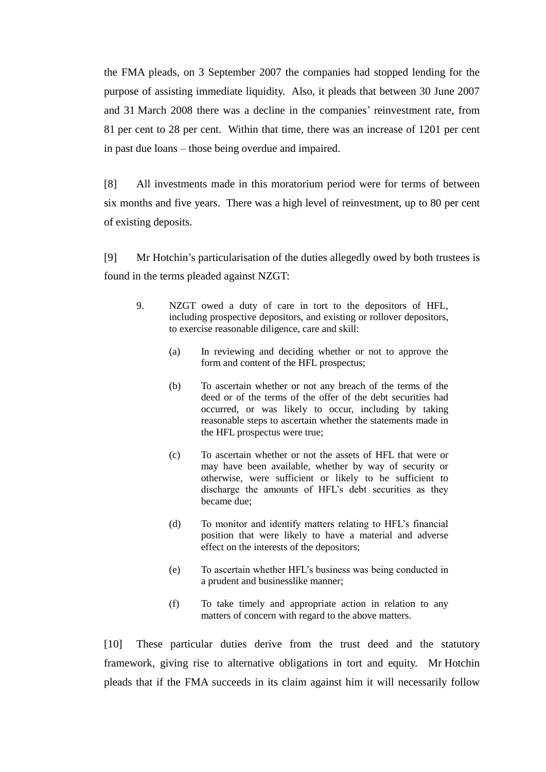the FMA pleads, on 3 September 2007 the companies had stopped lending for the purpose of assisting immediate liquidity. Also, it pleads that between 30 June 2007 and 31 March 2008 there was a decline in the companies' reinvestment rate, from 81 per cent to 28 per cent. Within that time, there was an increase of 1201 per cent in past due loans – those being overdue and impaired.

[8] All investments made in this moratorium period were for terms of between six months and five years. There was a high level of reinvestment, up to 80 per cent of existing deposits.

[9] Mr Hotchin's particularisation of the duties allegedly owed by both trustees is found in the terms pleaded against NZGT:

> 9. NZGT owed a duty of care in tort to the depositors of HFL, including prospective depositors, and existing or rollover depositors, to exercise reasonable diligence, care and skill:
>
> (a) In reviewing and deciding whether or not to approve the form and content of the HFL prospectus;
>
> (b) To ascertain whether or not any breach of the terms of the deed or of the terms of the offer of the debt securities had occurred, or was likely to occur, including by taking reasonable steps to ascertain whether the statements made in the HFL prospectus were true;
>
> (c) To ascertain whether or not the assets of HFL that were or may have been available, whether by way of security or otherwise, were sufficient or likely to be sufficient to discharge the amounts of HFL's debt securities as they became due;
>
> (d) To monitor and identify matters relating to HFL's financial position that were likely to have a material and adverse effect on the interests of the depositors;
>
> (e) To ascertain whether HFL's business was being conducted in a prudent and businesslike manner;
>
> (f) To take timely and appropriate action in relation to any matters of concern with regard to the above matters.

[10] These particular duties derive from the trust deed and the statutory framework, giving rise to alternative obligations in tort and equity. Mr Hotchin pleads that if the FMA succeeds in its claim against him it will necessarily follow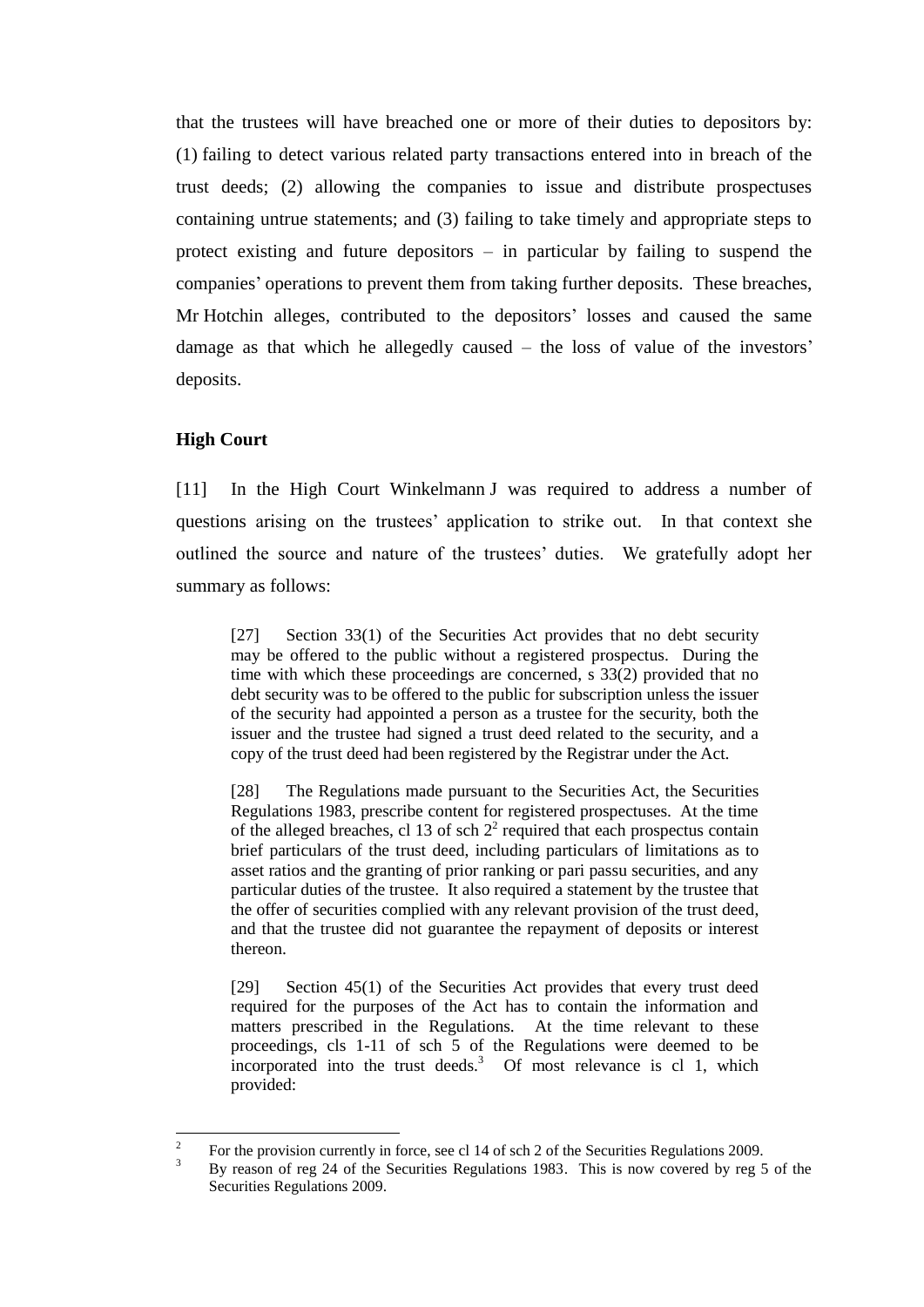that the trustees will have breached one or more of their duties to depositors by: (1) failing to detect various related party transactions entered into in breach of the trust deeds; (2) allowing the companies to issue and distribute prospectuses containing untrue statements; and (3) failing to take timely and appropriate steps to protect existing and future depositors – in particular by failing to suspend the companies' operations to prevent them from taking further deposits. These breaches, Mr Hotchin alleges, contributed to the depositors' losses and caused the same damage as that which he allegedly caused – the loss of value of the investors' deposits.

**High Court**

[11] In the High Court Winkelmann J was required to address a number of questions arising on the trustees' application to strike out. In that context she outlined the source and nature of the trustees' duties. We gratefully adopt her summary as follows:

> [27] Section 33(1) of the Securities Act provides that no debt security may be offered to the public without a registered prospectus. During the time with which these proceedings are concerned, s 33(2) provided that no debt security was to be offered to the public for subscription unless the issuer of the security had appointed a person as a trustee for the security, both the issuer and the trustee had signed a trust deed related to the security, and a copy of the trust deed had been registered by the Registrar under the Act.
>
> [28] The Regulations made pursuant to the Securities Act, the Securities Regulations 1983, prescribe content for registered prospectuses. At the time of the alleged breaches, cl 13 of sch 2[2] required that each prospectus contain brief particulars of the trust deed, including particulars of limitations as to asset ratios and the granting of prior ranking or pari passu securities, and any particular duties of the trustee. It also required a statement by the trustee that the offer of securities complied with any relevant provision of the trust deed, and that the trustee did not guarantee the repayment of deposits or interest thereon.
>
> [29] Section 45(1) of the Securities Act provides that every trust deed required for the purposes of the Act has to contain the information and matters prescribed in the Regulations. At the time relevant to these proceedings, cls 1-11 of sch 5 of the Regulations were deemed to be incorporated into the trust deeds.[3] Of most relevance is cl 1, which provided:

---

[2] For the provision currently in force, see cl 14 of sch 2 of the Securities Regulations 2009.

[3] By reason of reg 24 of the Securities Regulations 1983. This is now covered by reg 5 of the Securities Regulations 2009.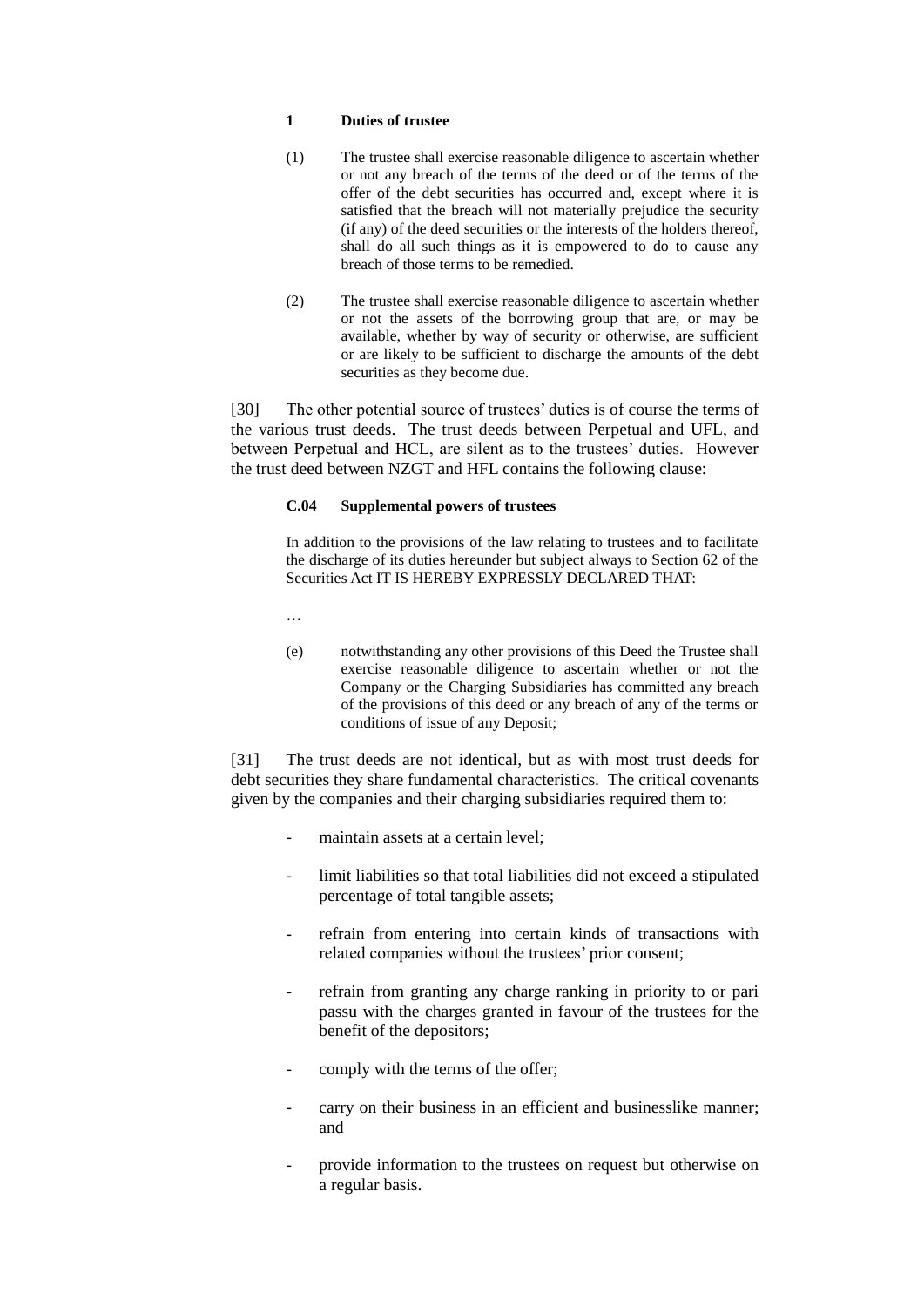> **1 Duties of trustee**
>
> (1) The trustee shall exercise reasonable diligence to ascertain whether or not any breach of the terms of the deed or of the terms of the offer of the debt securities has occurred and, except where it is satisfied that the breach will not materially prejudice the security (if any) of the deed securities or the interests of the holders thereof, shall do all such things as it is empowered to do to cause any breach of those terms to be remedied.
>
> (2) The trustee shall exercise reasonable diligence to ascertain whether or not the assets of the borrowing group that are, or may be available, whether by way of security or otherwise, are sufficient or are likely to be sufficient to discharge the amounts of the debt securities as they become due.

[30] The other potential source of trustees' duties is of course the terms of the various trust deeds. The trust deeds between Perpetual and UFL, and between Perpetual and HCL, are silent as to the trustees' duties. However the trust deed between NZGT and HFL contains the following clause:

> **C.04 Supplemental powers of trustees**
>
> In addition to the provisions of the law relating to trustees and to facilitate the discharge of its duties hereunder but subject always to Section 62 of the Securities Act IT IS HEREBY EXPRESSLY DECLARED THAT:
>
> …
>
> (e) notwithstanding any other provisions of this Deed the Trustee shall exercise reasonable diligence to ascertain whether or not the Company or the Charging Subsidiaries has committed any breach of the provisions of this deed or any breach of any of the terms or conditions of issue of any Deposit;

[31] The trust deeds are not identical, but as with most trust deeds for debt securities they share fundamental characteristics. The critical covenants given by the companies and their charging subsidiaries required them to:

- maintain assets at a certain level;
- limit liabilities so that total liabilities did not exceed a stipulated percentage of total tangible assets;
- refrain from entering into certain kinds of transactions with related companies without the trustees' prior consent;
- refrain from granting any charge ranking in priority to or pari passu with the charges granted in favour of the trustees for the benefit of the depositors;
- comply with the terms of the offer;
- carry on their business in an efficient and businesslike manner; and
- provide information to the trustees on request but otherwise on a regular basis.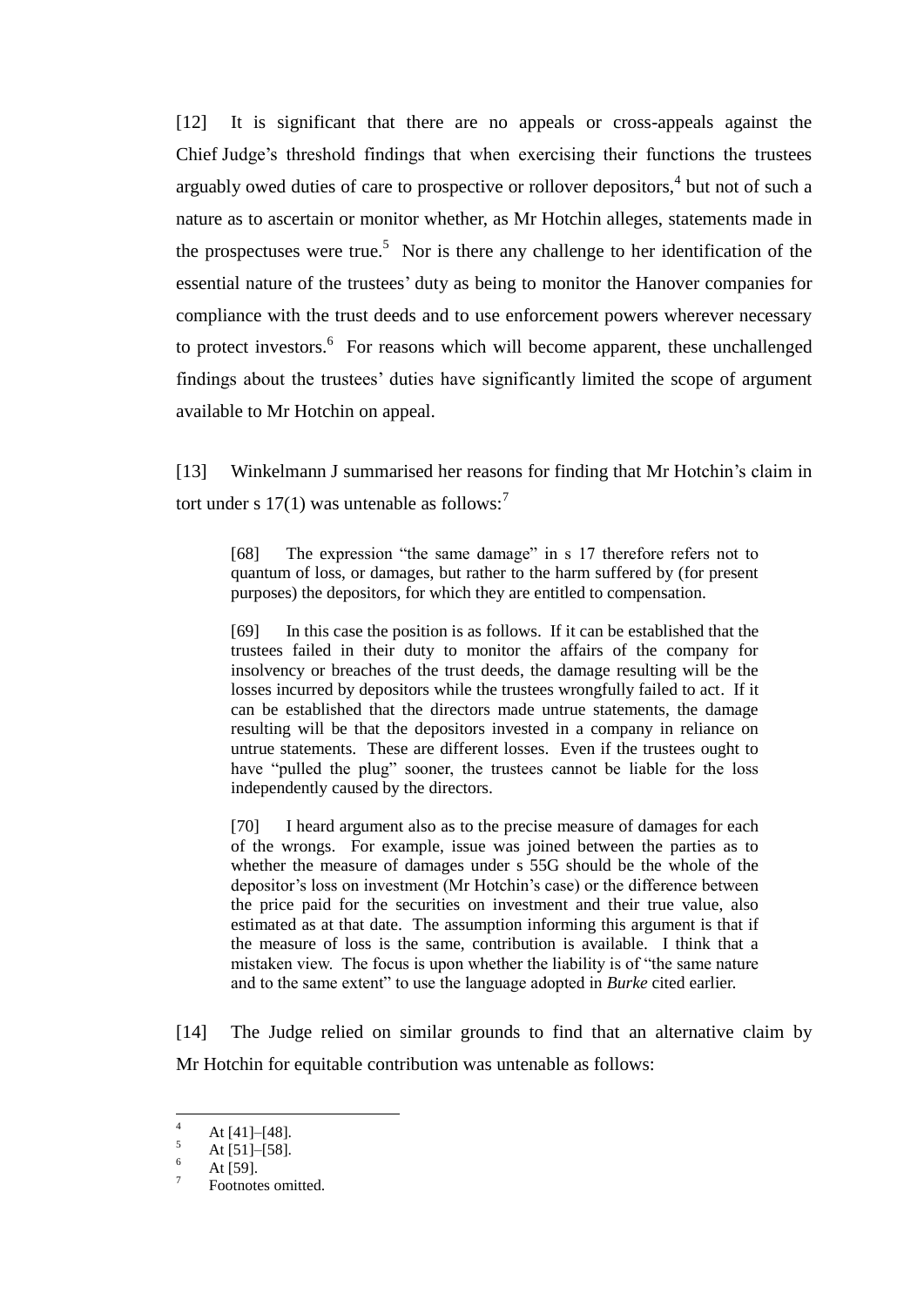[12] It is significant that there are no appeals or cross-appeals against the Chief Judge's threshold findings that when exercising their functions the trustees arguably owed duties of care to prospective or rollover depositors,[4] but not of such a nature as to ascertain or monitor whether, as Mr Hotchin alleges, statements made in the prospectuses were true.[5] Nor is there any challenge to her identification of the essential nature of the trustees' duty as being to monitor the Hanover companies for compliance with the trust deeds and to use enforcement powers wherever necessary to protect investors.[6] For reasons which will become apparent, these unchallenged findings about the trustees' duties have significantly limited the scope of argument available to Mr Hotchin on appeal.

[13] Winkelmann J summarised her reasons for finding that Mr Hotchin's claim in tort under s 17(1) was untenable as follows:[7]

> [68] The expression "the same damage" in s 17 therefore refers not to quantum of loss, or damages, but rather to the harm suffered by (for present purposes) the depositors, for which they are entitled to compensation.
>
> [69] In this case the position is as follows. If it can be established that the trustees failed in their duty to monitor the affairs of the company for insolvency or breaches of the trust deeds, the damage resulting will be the losses incurred by depositors while the trustees wrongfully failed to act. If it can be established that the directors made untrue statements, the damage resulting will be that the depositors invested in a company in reliance on untrue statements. These are different losses. Even if the trustees ought to have "pulled the plug" sooner, the trustees cannot be liable for the loss independently caused by the directors.
>
> [70] I heard argument also as to the precise measure of damages for each of the wrongs. For example, issue was joined between the parties as to whether the measure of damages under s 55G should be the whole of the depositor's loss on investment (Mr Hotchin's case) or the difference between the price paid for the securities on investment and their true value, also estimated as at that date. The assumption informing this argument is that if the measure of loss is the same, contribution is available. I think that a mistaken view. The focus is upon whether the liability is of "the same nature and to the same extent" to use the language adopted in *Burke* cited earlier.

[14] The Judge relied on similar grounds to find that an alternative claim by Mr Hotchin for equitable contribution was untenable as follows:

---

[4] At [41]–[48].

[5] At [51]–[58].

[6] At [59].

[7] Footnotes omitted.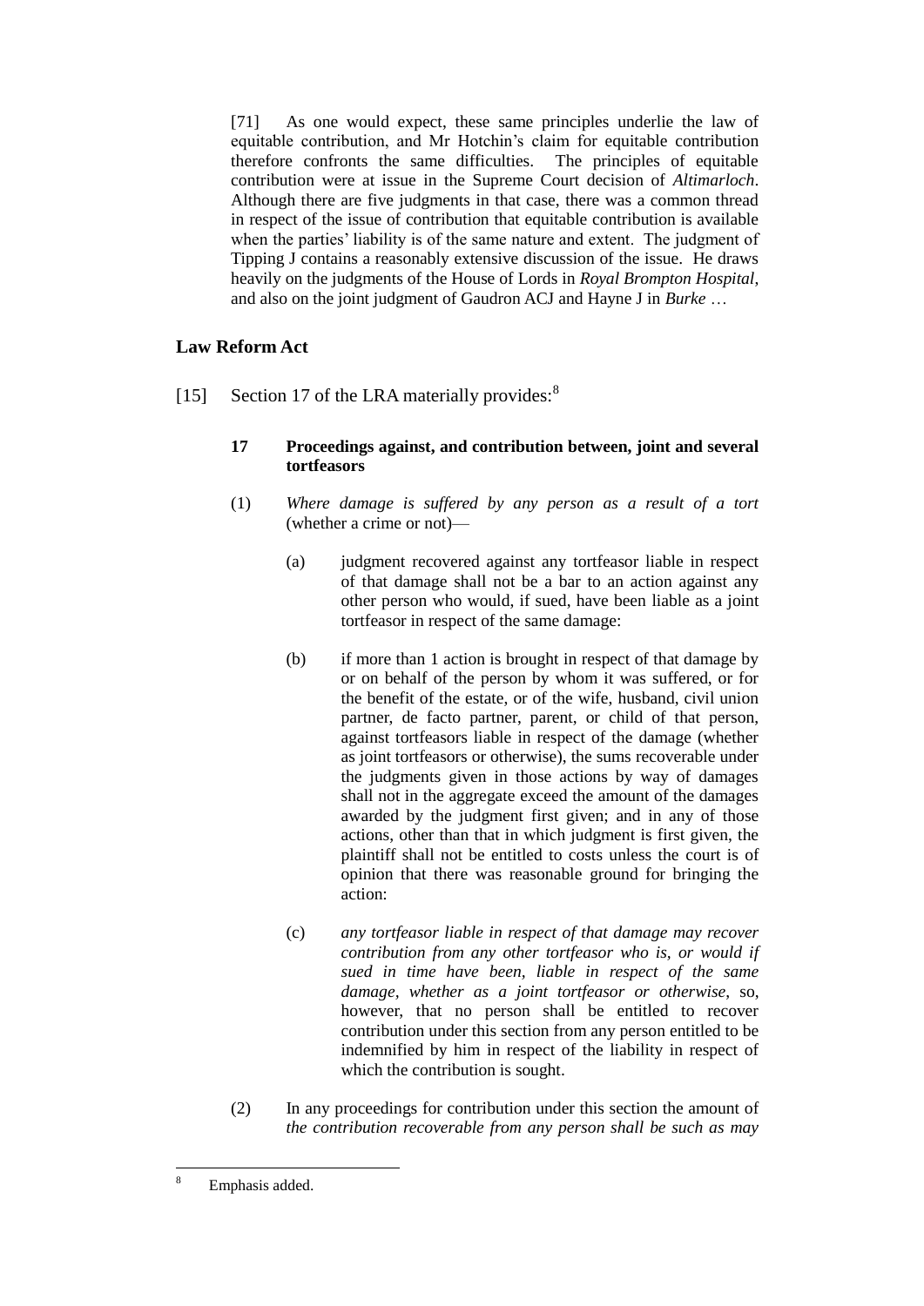> [71] As one would expect, these same principles underlie the law of equitable contribution, and Mr Hotchin's claim for equitable contribution therefore confronts the same difficulties. The principles of equitable contribution were at issue in the Supreme Court decision of *Altimarloch*. Although there are five judgments in that case, there was a common thread in respect of the issue of contribution that equitable contribution is available when the parties' liability is of the same nature and extent. The judgment of Tipping J contains a reasonably extensive discussion of the issue. He draws heavily on the judgments of the House of Lords in *Royal Brompton Hospital*, and also on the joint judgment of Gaudron ACJ and Hayne J in *Burke* …

## Law Reform Act

[15] Section 17 of the LRA materially provides:[8]

> **17 Proceedings against, and contribution between, joint and several tortfeasors**
>
> (1) *Where damage is suffered by any person as a result of a tort* (whether a crime or not)—
>
> (a) judgment recovered against any tortfeasor liable in respect of that damage shall not be a bar to an action against any other person who would, if sued, have been liable as a joint tortfeasor in respect of the same damage:
>
> (b) if more than 1 action is brought in respect of that damage by or on behalf of the person by whom it was suffered, or for the benefit of the estate, or of the wife, husband, civil union partner, de facto partner, parent, or child of that person, against tortfeasors liable in respect of the damage (whether as joint tortfeasors or otherwise), the sums recoverable under the judgments given in those actions by way of damages shall not in the aggregate exceed the amount of the damages awarded by the judgment first given; and in any of those actions, other than that in which judgment is first given, the plaintiff shall not be entitled to costs unless the court is of opinion that there was reasonable ground for bringing the action:
>
> (c) *any tortfeasor liable in respect of that damage may recover contribution from any other tortfeasor who is, or would if sued in time have been, liable in respect of the same damage, whether as a joint tortfeasor or otherwise*, so, however, that no person shall be entitled to recover contribution under this section from any person entitled to be indemnified by him in respect of the liability in respect of which the contribution is sought.
>
> (2) In any proceedings for contribution under this section the amount of *the contribution recoverable from any person shall be such as may*

[8] Emphasis added.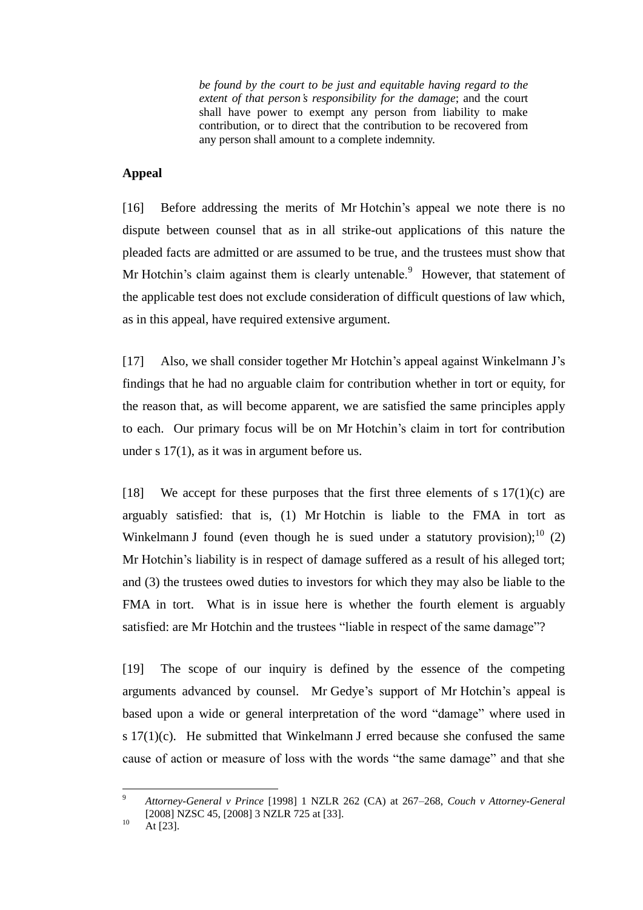> *be found by the court to be just and equitable having regard to the extent of that person's responsibility for the damage*; and the court shall have power to exempt any person from liability to make contribution, or to direct that the contribution to be recovered from any person shall amount to a complete indemnity.

## Appeal

[16] Before addressing the merits of Mr Hotchin's appeal we note there is no dispute between counsel that as in all strike-out applications of this nature the pleaded facts are admitted or are assumed to be true, and the trustees must show that Mr Hotchin's claim against them is clearly untenable.[9] However, that statement of the applicable test does not exclude consideration of difficult questions of law which, as in this appeal, have required extensive argument.

[17] Also, we shall consider together Mr Hotchin's appeal against Winkelmann J's findings that he had no arguable claim for contribution whether in tort or equity, for the reason that, as will become apparent, we are satisfied the same principles apply to each. Our primary focus will be on Mr Hotchin's claim in tort for contribution under s 17(1), as it was in argument before us.

[18] We accept for these purposes that the first three elements of s 17(1)(c) are arguably satisfied: that is, (1) Mr Hotchin is liable to the FMA in tort as Winkelmann J found (even though he is sued under a statutory provision);[10] (2) Mr Hotchin's liability is in respect of damage suffered as a result of his alleged tort; and (3) the trustees owed duties to investors for which they may also be liable to the FMA in tort. What is in issue here is whether the fourth element is arguably satisfied: are Mr Hotchin and the trustees "liable in respect of the same damage"?

[19] The scope of our inquiry is defined by the essence of the competing arguments advanced by counsel. Mr Gedye's support of Mr Hotchin's appeal is based upon a wide or general interpretation of the word "damage" where used in s 17(1)(c). He submitted that Winkelmann J erred because she confused the same cause of action or measure of loss with the words "the same damage" and that she

---

[9] *Attorney-General v Prince* [1998] 1 NZLR 262 (CA) at 267–268, *Couch v Attorney-General* [2008] NZSC 45, [2008] 3 NZLR 725 at [33].

[10] At [23].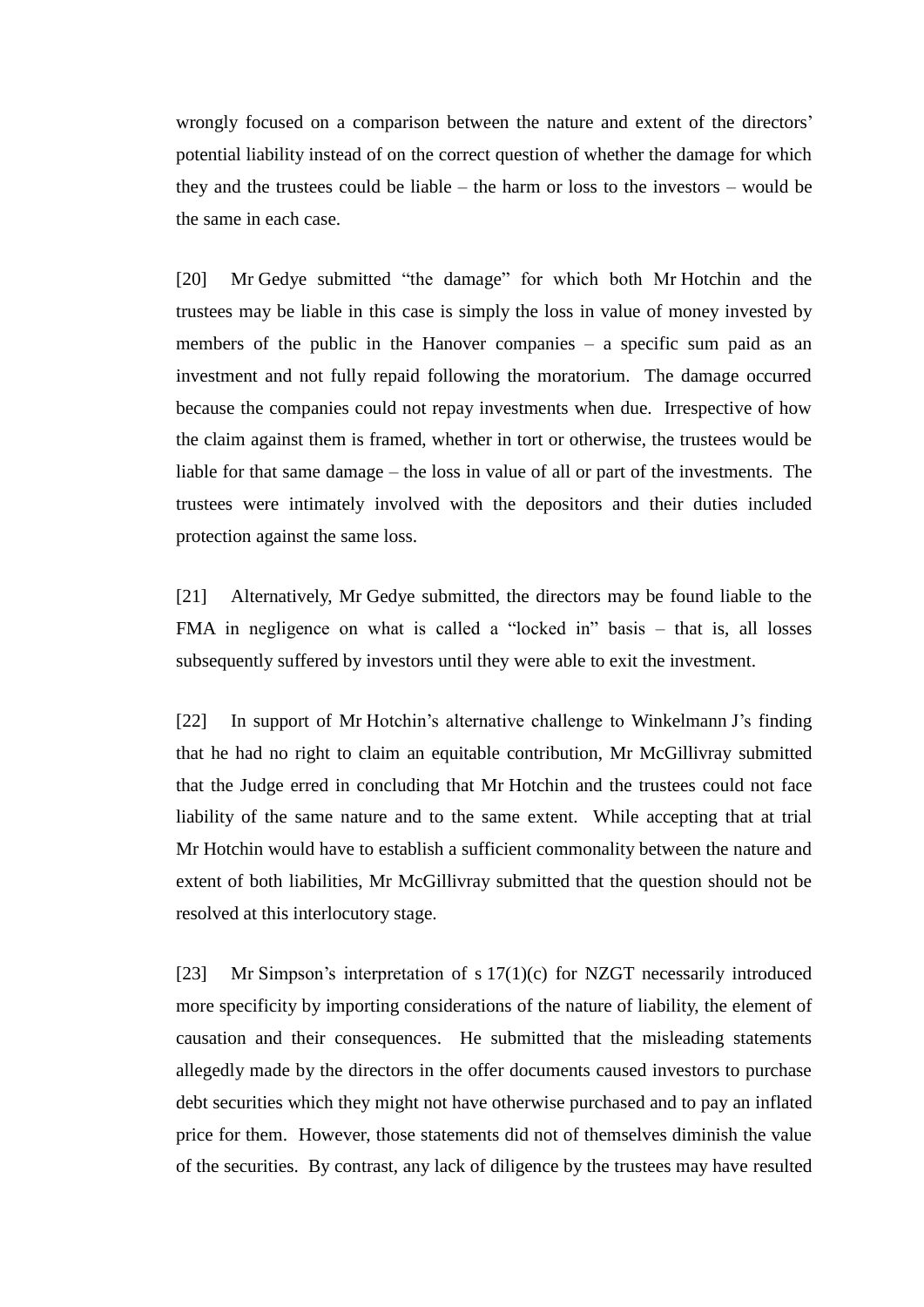wrongly focused on a comparison between the nature and extent of the directors' potential liability instead of on the correct question of whether the damage for which they and the trustees could be liable – the harm or loss to the investors – would be the same in each case.

[20] Mr Gedye submitted "the damage" for which both Mr Hotchin and the trustees may be liable in this case is simply the loss in value of money invested by members of the public in the Hanover companies – a specific sum paid as an investment and not fully repaid following the moratorium. The damage occurred because the companies could not repay investments when due. Irrespective of how the claim against them is framed, whether in tort or otherwise, the trustees would be liable for that same damage – the loss in value of all or part of the investments. The trustees were intimately involved with the depositors and their duties included protection against the same loss.

[21] Alternatively, Mr Gedye submitted, the directors may be found liable to the FMA in negligence on what is called a "locked in" basis – that is, all losses subsequently suffered by investors until they were able to exit the investment.

[22] In support of Mr Hotchin's alternative challenge to Winkelmann J's finding that he had no right to claim an equitable contribution, Mr McGillivray submitted that the Judge erred in concluding that Mr Hotchin and the trustees could not face liability of the same nature and to the same extent. While accepting that at trial Mr Hotchin would have to establish a sufficient commonality between the nature and extent of both liabilities, Mr McGillivray submitted that the question should not be resolved at this interlocutory stage.

[23] Mr Simpson's interpretation of s 17(1)(c) for NZGT necessarily introduced more specificity by importing considerations of the nature of liability, the element of causation and their consequences. He submitted that the misleading statements allegedly made by the directors in the offer documents caused investors to purchase debt securities which they might not have otherwise purchased and to pay an inflated price for them. However, those statements did not of themselves diminish the value of the securities. By contrast, any lack of diligence by the trustees may have resulted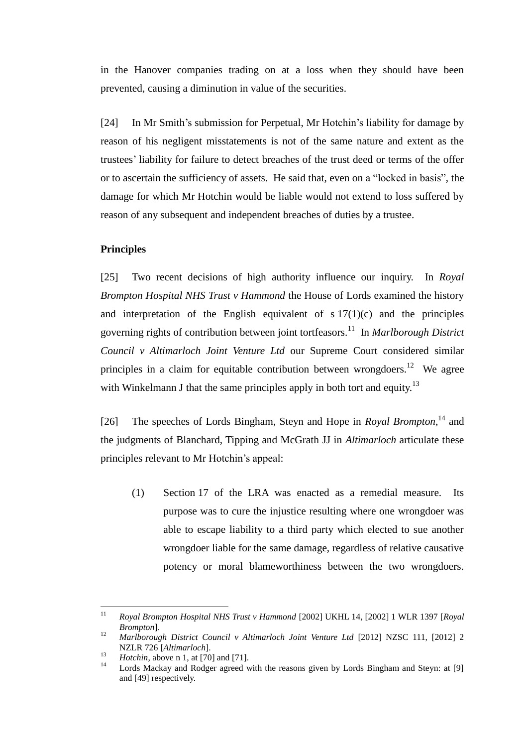in the Hanover companies trading on at a loss when they should have been prevented, causing a diminution in value of the securities.

[24] In Mr Smith's submission for Perpetual, Mr Hotchin's liability for damage by reason of his negligent misstatements is not of the same nature and extent as the trustees' liability for failure to detect breaches of the trust deed or terms of the offer or to ascertain the sufficiency of assets. He said that, even on a "locked in basis", the damage for which Mr Hotchin would be liable would not extend to loss suffered by reason of any subsequent and independent breaches of duties by a trustee.

**Principles**

[25] Two recent decisions of high authority influence our inquiry. In *Royal Brompton Hospital NHS Trust v Hammond* the House of Lords examined the history and interpretation of the English equivalent of s 17(1)(c) and the principles governing rights of contribution between joint tortfeasors.[11] In *Marlborough District Council v Altimarloch Joint Venture Ltd* our Supreme Court considered similar principles in a claim for equitable contribution between wrongdoers.[12] We agree with Winkelmann J that the same principles apply in both tort and equity.[13]

[26] The speeches of Lords Bingham, Steyn and Hope in *Royal Brompton*,[14] and the judgments of Blanchard, Tipping and McGrath JJ in *Altimarloch* articulate these principles relevant to Mr Hotchin's appeal:

(1) Section 17 of the LRA was enacted as a remedial measure. Its purpose was to cure the injustice resulting where one wrongdoer was able to escape liability to a third party which elected to sue another wrongdoer liable for the same damage, regardless of relative causative potency or moral blameworthiness between the two wrongdoers.

---

[11] *Royal Brompton Hospital NHS Trust v Hammond* [2002] UKHL 14, [2002] 1 WLR 1397 [*Royal Brompton*].

[12] *Marlborough District Council v Altimarloch Joint Venture Ltd* [2012] NZSC 111, [2012] 2 NZLR 726 [*Altimarloch*].

[13] *Hotchin*, above n 1, at [70] and [71].

[14] Lords Mackay and Rodger agreed with the reasons given by Lords Bingham and Steyn: at [9] and [49] respectively.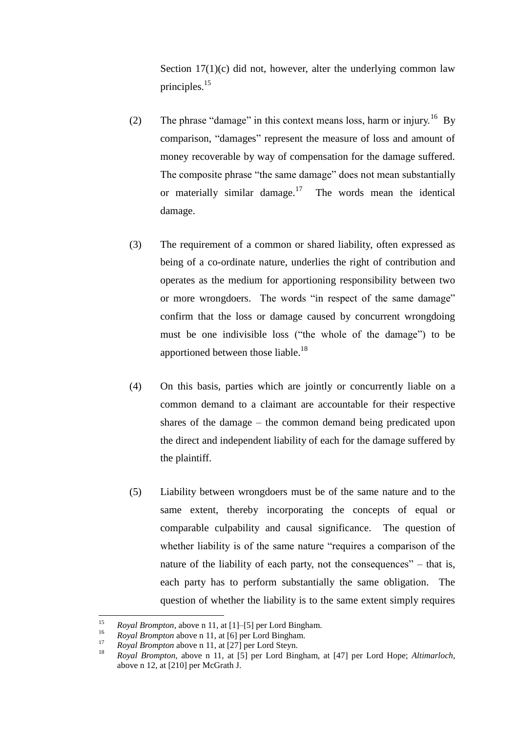Section 17(1)(c) did not, however, alter the underlying common law principles.[15]

(2) The phrase "damage" in this context means loss, harm or injury.[16] By comparison, "damages" represent the measure of loss and amount of money recoverable by way of compensation for the damage suffered. The composite phrase "the same damage" does not mean substantially or materially similar damage.[17] The words mean the identical damage.

(3) The requirement of a common or shared liability, often expressed as being of a co-ordinate nature, underlies the right of contribution and operates as the medium for apportioning responsibility between two or more wrongdoers. The words "in respect of the same damage" confirm that the loss or damage caused by concurrent wrongdoing must be one indivisible loss ("the whole of the damage") to be apportioned between those liable.[18]

(4) On this basis, parties which are jointly or concurrently liable on a common demand to a claimant are accountable for their respective shares of the damage – the common demand being predicated upon the direct and independent liability of each for the damage suffered by the plaintiff.

(5) Liability between wrongdoers must be of the same nature and to the same extent, thereby incorporating the concepts of equal or comparable culpability and causal significance. The question of whether liability is of the same nature "requires a comparison of the nature of the liability of each party, not the consequences" – that is, each party has to perform substantially the same obligation. The question of whether the liability is to the same extent simply requires

---

[15] *Royal Brompton*, above n 11, at [1]–[5] per Lord Bingham.

[16] *Royal Brompton* above n 11, at [6] per Lord Bingham.

[17] *Royal Brompton* above n 11, at [27] per Lord Steyn.

[18] *Royal Brompton*, above n 11, at [5] per Lord Bingham, at [47] per Lord Hope; *Altimarloch*, above n 12, at [210] per McGrath J.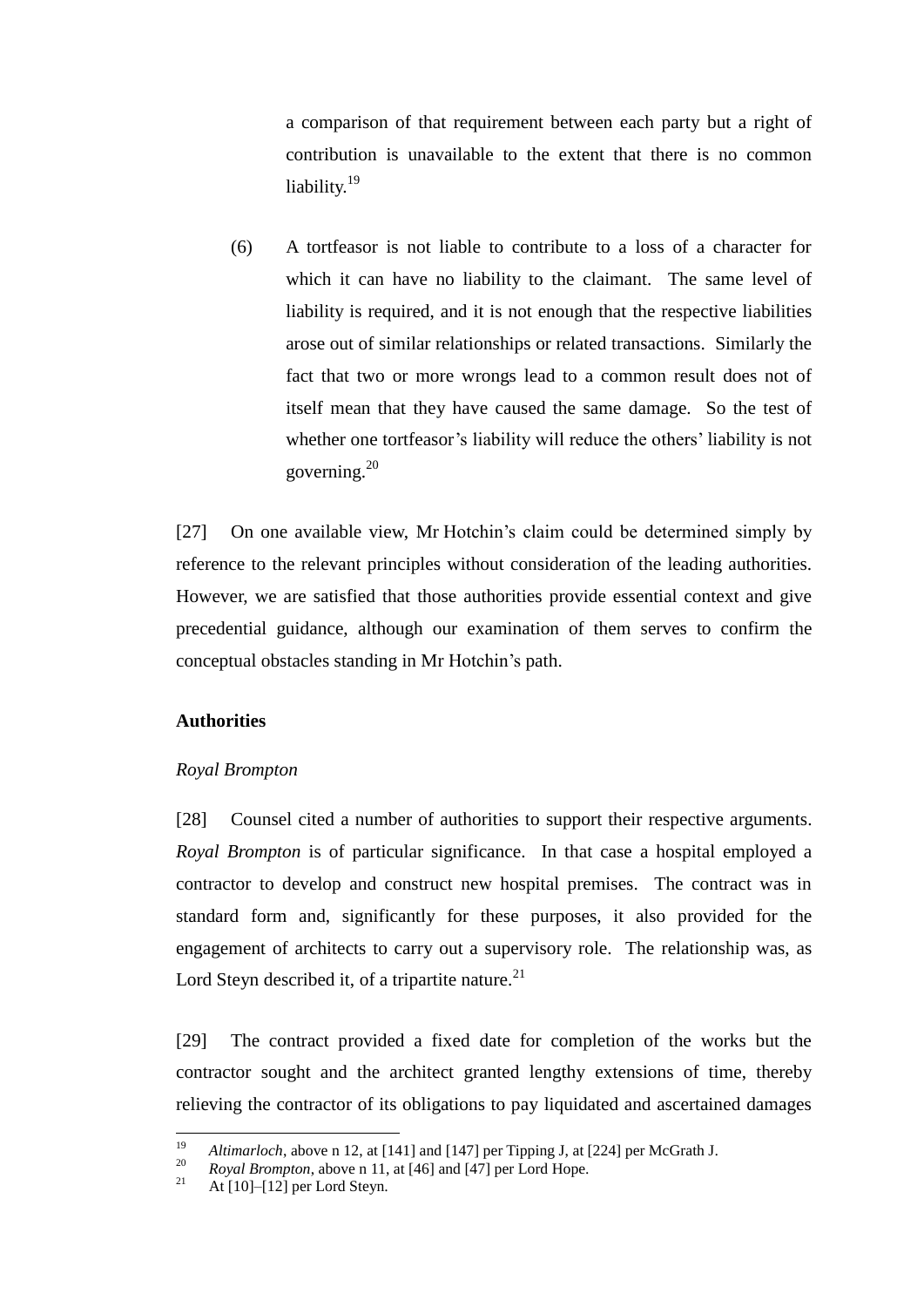a comparison of that requirement between each party but a right of contribution is unavailable to the extent that there is no common liability.[19]

(6) A tortfeasor is not liable to contribute to a loss of a character for which it can have no liability to the claimant. The same level of liability is required, and it is not enough that the respective liabilities arose out of similar relationships or related transactions. Similarly the fact that two or more wrongs lead to a common result does not of itself mean that they have caused the same damage. So the test of whether one tortfeasor's liability will reduce the others' liability is not governing.[20]

[27] On one available view, Mr Hotchin's claim could be determined simply by reference to the relevant principles without consideration of the leading authorities. However, we are satisfied that those authorities provide essential context and give precedential guidance, although our examination of them serves to confirm the conceptual obstacles standing in Mr Hotchin's path.

**Authorities**

*Royal Brompton*

[28] Counsel cited a number of authorities to support their respective arguments. *Royal Brompton* is of particular significance. In that case a hospital employed a contractor to develop and construct new hospital premises. The contract was in standard form and, significantly for these purposes, it also provided for the engagement of architects to carry out a supervisory role. The relationship was, as Lord Steyn described it, of a tripartite nature.[21]

[29] The contract provided a fixed date for completion of the works but the contractor sought and the architect granted lengthy extensions of time, thereby relieving the contractor of its obligations to pay liquidated and ascertained damages

---

[19] *Altimarloch*, above n 12, at [141] and [147] per Tipping J, at [224] per McGrath J.

[20] *Royal Brompton*, above n 11, at [46] and [47] per Lord Hope.

[21] At [10]–[12] per Lord Steyn.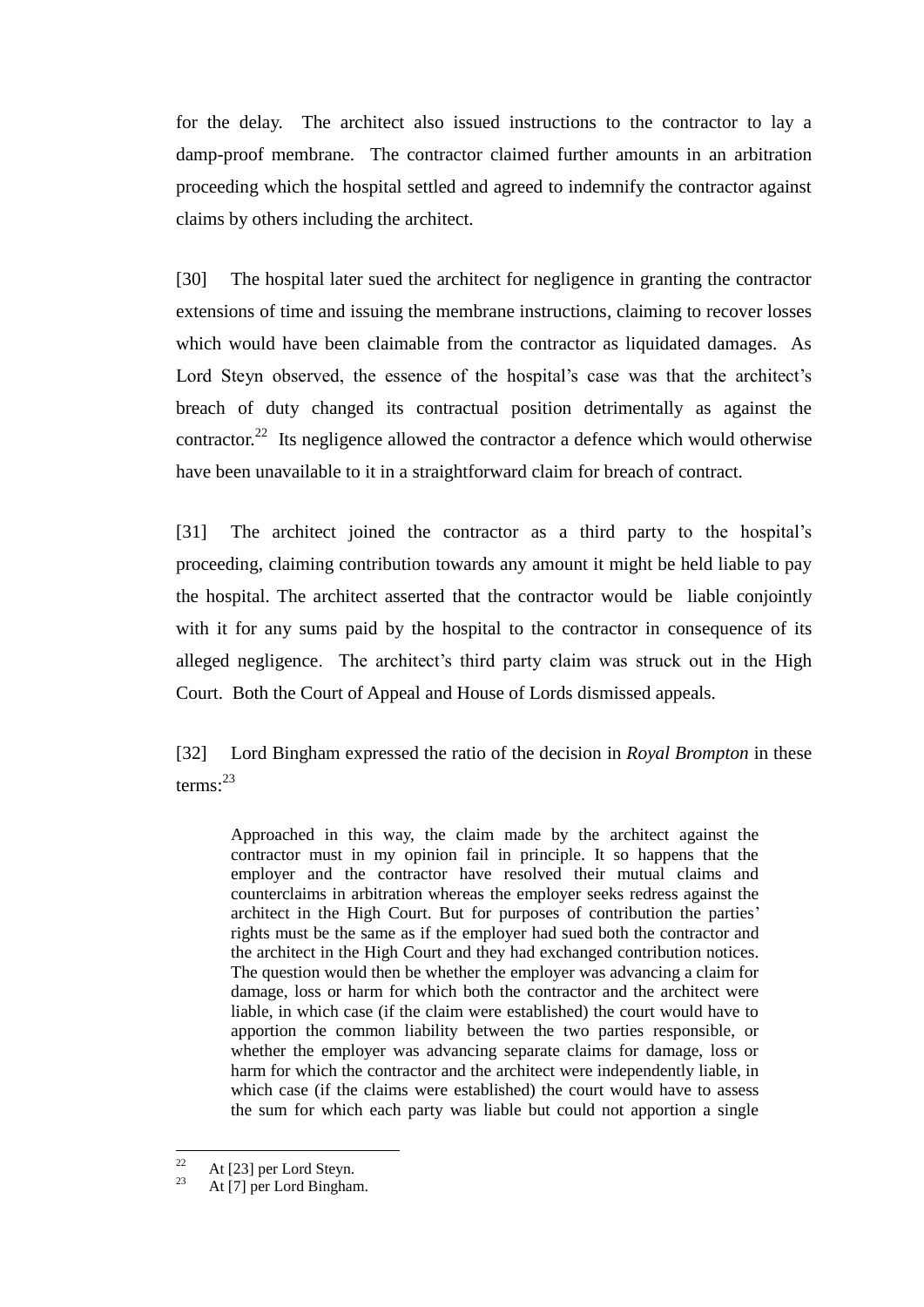for the delay. The architect also issued instructions to the contractor to lay a damp-proof membrane. The contractor claimed further amounts in an arbitration proceeding which the hospital settled and agreed to indemnify the contractor against claims by others including the architect.

[30] The hospital later sued the architect for negligence in granting the contractor extensions of time and issuing the membrane instructions, claiming to recover losses which would have been claimable from the contractor as liquidated damages. As Lord Steyn observed, the essence of the hospital's case was that the architect's breach of duty changed its contractual position detrimentally as against the contractor.[22] Its negligence allowed the contractor a defence which would otherwise have been unavailable to it in a straightforward claim for breach of contract.

[31] The architect joined the contractor as a third party to the hospital's proceeding, claiming contribution towards any amount it might be held liable to pay the hospital. The architect asserted that the contractor would be liable conjointly with it for any sums paid by the hospital to the contractor in consequence of its alleged negligence. The architect's third party claim was struck out in the High Court. Both the Court of Appeal and House of Lords dismissed appeals.

[32] Lord Bingham expressed the ratio of the decision in *Royal Brompton* in these terms:[23]

> Approached in this way, the claim made by the architect against the contractor must in my opinion fail in principle. It so happens that the employer and the contractor have resolved their mutual claims and counterclaims in arbitration whereas the employer seeks redress against the architect in the High Court. But for purposes of contribution the parties' rights must be the same as if the employer had sued both the contractor and the architect in the High Court and they had exchanged contribution notices. The question would then be whether the employer was advancing a claim for damage, loss or harm for which both the contractor and the architect were liable, in which case (if the claim were established) the court would have to apportion the common liability between the two parties responsible, or whether the employer was advancing separate claims for damage, loss or harm for which the contractor and the architect were independently liable, in which case (if the claims were established) the court would have to assess the sum for which each party was liable but could not apportion a single

---

[22] At [23] per Lord Steyn.

[23] At [7] per Lord Bingham.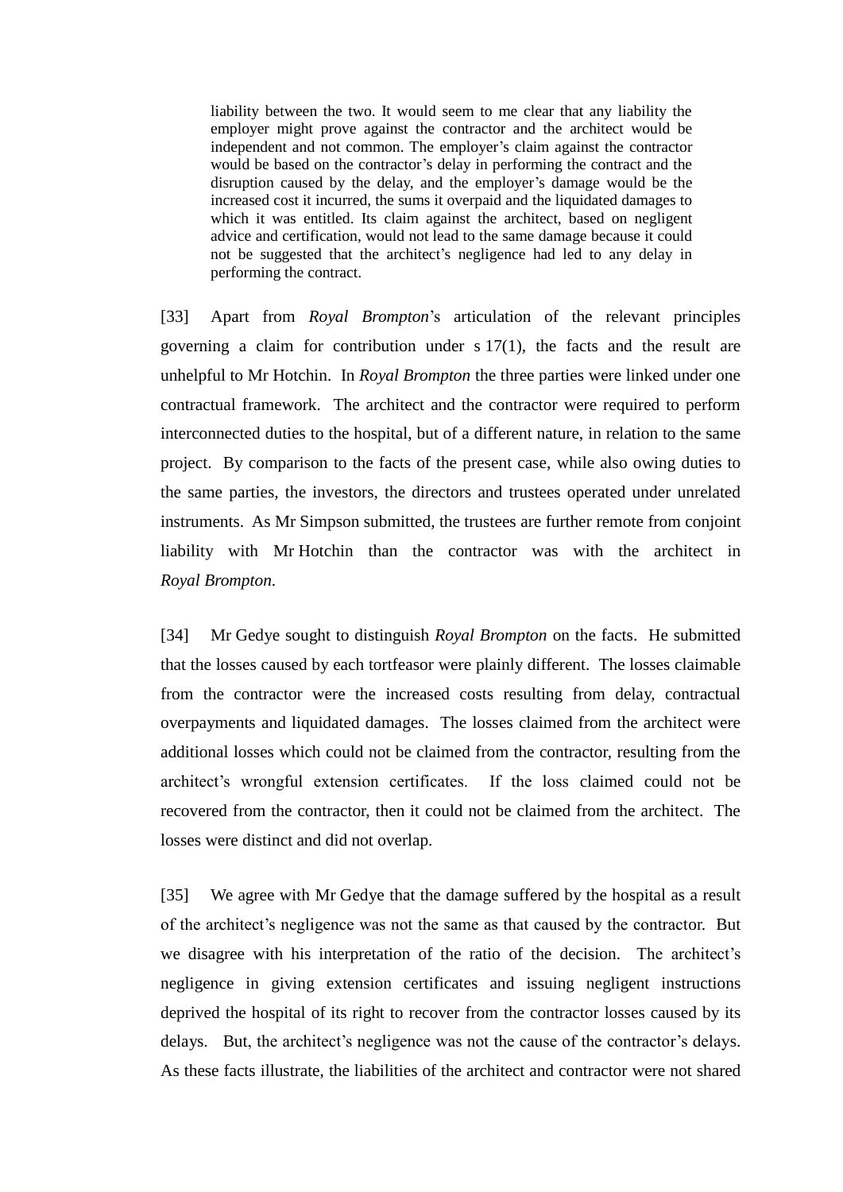> liability between the two. It would seem to me clear that any liability the employer might prove against the contractor and the architect would be independent and not common. The employer's claim against the contractor would be based on the contractor's delay in performing the contract and the disruption caused by the delay, and the employer's damage would be the increased cost it incurred, the sums it overpaid and the liquidated damages to which it was entitled. Its claim against the architect, based on negligent advice and certification, would not lead to the same damage because it could not be suggested that the architect's negligence had led to any delay in performing the contract.

[33] Apart from *Royal Brompton*'s articulation of the relevant principles governing a claim for contribution under s 17(1), the facts and the result are unhelpful to Mr Hotchin. In *Royal Brompton* the three parties were linked under one contractual framework. The architect and the contractor were required to perform interconnected duties to the hospital, but of a different nature, in relation to the same project. By comparison to the facts of the present case, while also owing duties to the same parties, the investors, the directors and trustees operated under unrelated instruments. As Mr Simpson submitted, the trustees are further remote from conjoint liability with Mr Hotchin than the contractor was with the architect in *Royal Brompton*.

[34] Mr Gedye sought to distinguish *Royal Brompton* on the facts. He submitted that the losses caused by each tortfeasor were plainly different. The losses claimable from the contractor were the increased costs resulting from delay, contractual overpayments and liquidated damages. The losses claimed from the architect were additional losses which could not be claimed from the contractor, resulting from the architect's wrongful extension certificates. If the loss claimed could not be recovered from the contractor, then it could not be claimed from the architect. The losses were distinct and did not overlap.

[35] We agree with Mr Gedye that the damage suffered by the hospital as a result of the architect's negligence was not the same as that caused by the contractor. But we disagree with his interpretation of the ratio of the decision. The architect's negligence in giving extension certificates and issuing negligent instructions deprived the hospital of its right to recover from the contractor losses caused by its delays. But, the architect's negligence was not the cause of the contractor's delays. As these facts illustrate, the liabilities of the architect and contractor were not shared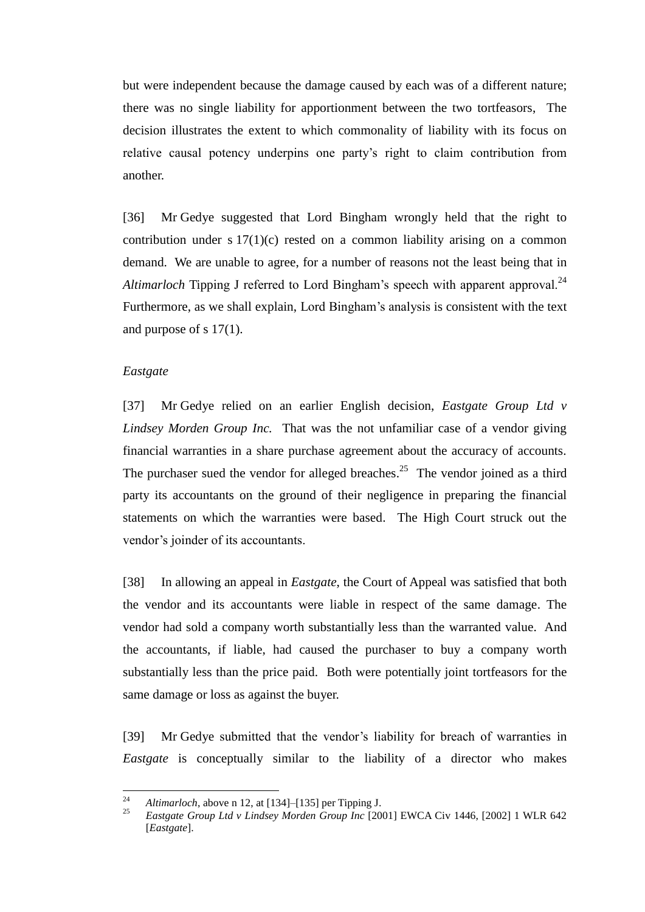but were independent because the damage caused by each was of a different nature; there was no single liability for apportionment between the two tortfeasors, The decision illustrates the extent to which commonality of liability with its focus on relative causal potency underpins one party's right to claim contribution from another.

[36] Mr Gedye suggested that Lord Bingham wrongly held that the right to contribution under s 17(1)(c) rested on a common liability arising on a common demand. We are unable to agree, for a number of reasons not the least being that in *Altimarloch* Tipping J referred to Lord Bingham's speech with apparent approval.[24] Furthermore, as we shall explain, Lord Bingham's analysis is consistent with the text and purpose of s 17(1).

*Eastgate*

[37] Mr Gedye relied on an earlier English decision, *Eastgate Group Ltd v Lindsey Morden Group Inc.* That was the not unfamiliar case of a vendor giving financial warranties in a share purchase agreement about the accuracy of accounts. The purchaser sued the vendor for alleged breaches.[25] The vendor joined as a third party its accountants on the ground of their negligence in preparing the financial statements on which the warranties were based. The High Court struck out the vendor's joinder of its accountants.

[38] In allowing an appeal in *Eastgate*, the Court of Appeal was satisfied that both the vendor and its accountants were liable in respect of the same damage. The vendor had sold a company worth substantially less than the warranted value. And the accountants, if liable, had caused the purchaser to buy a company worth substantially less than the price paid. Both were potentially joint tortfeasors for the same damage or loss as against the buyer.

[39] Mr Gedye submitted that the vendor's liability for breach of warranties in *Eastgate* is conceptually similar to the liability of a director who makes

---

[24] *Altimarloch*, above n 12, at [134]–[135] per Tipping J.

[25] *Eastgate Group Ltd v Lindsey Morden Group Inc* [2001] EWCA Civ 1446, [2002] 1 WLR 642 [*Eastgate*].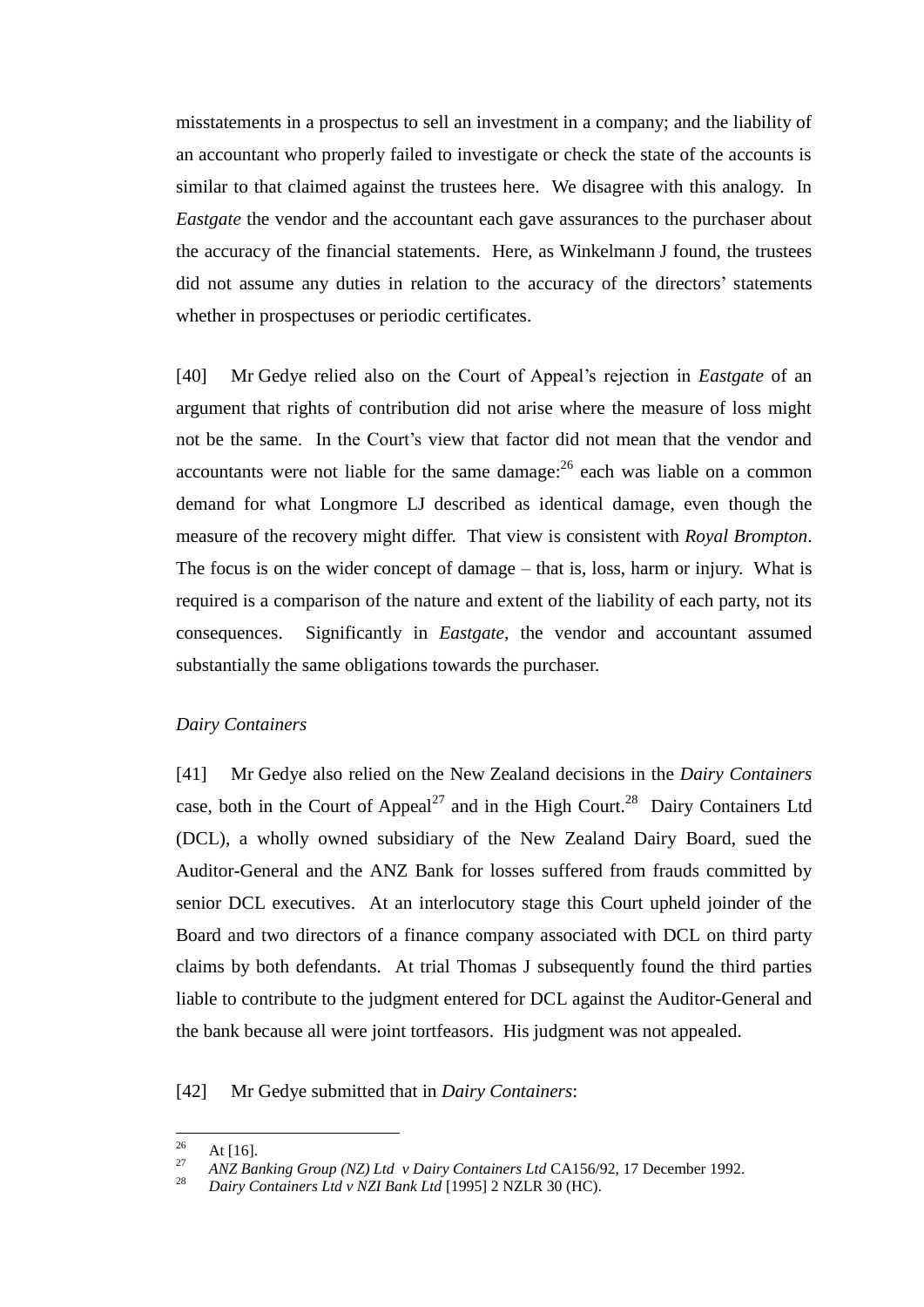misstatements in a prospectus to sell an investment in a company; and the liability of an accountant who properly failed to investigate or check the state of the accounts is similar to that claimed against the trustees here. We disagree with this analogy. In *Eastgate* the vendor and the accountant each gave assurances to the purchaser about the accuracy of the financial statements. Here, as Winkelmann J found, the trustees did not assume any duties in relation to the accuracy of the directors' statements whether in prospectuses or periodic certificates.

[40] Mr Gedye relied also on the Court of Appeal's rejection in *Eastgate* of an argument that rights of contribution did not arise where the measure of loss might not be the same. In the Court's view that factor did not mean that the vendor and accountants were not liable for the same damage:[26] each was liable on a common demand for what Longmore LJ described as identical damage, even though the measure of the recovery might differ. That view is consistent with *Royal Brompton*. The focus is on the wider concept of damage – that is, loss, harm or injury. What is required is a comparison of the nature and extent of the liability of each party, not its consequences. Significantly in *Eastgate,* the vendor and accountant assumed substantially the same obligations towards the purchaser.

*Dairy Containers*

[41] Mr Gedye also relied on the New Zealand decisions in the *Dairy Containers* case, both in the Court of Appeal[27] and in the High Court.[28] Dairy Containers Ltd (DCL), a wholly owned subsidiary of the New Zealand Dairy Board, sued the Auditor-General and the ANZ Bank for losses suffered from frauds committed by senior DCL executives. At an interlocutory stage this Court upheld joinder of the Board and two directors of a finance company associated with DCL on third party claims by both defendants. At trial Thomas J subsequently found the third parties liable to contribute to the judgment entered for DCL against the Auditor-General and the bank because all were joint tortfeasors. His judgment was not appealed.

[42] Mr Gedye submitted that in *Dairy Containers*:

---

[26] At [16].

[27] *ANZ Banking Group (NZ) Ltd v Dairy Containers Ltd* CA156/92, 17 December 1992.

[28] *Dairy Containers Ltd v NZI Bank Ltd* [1995] 2 NZLR 30 (HC).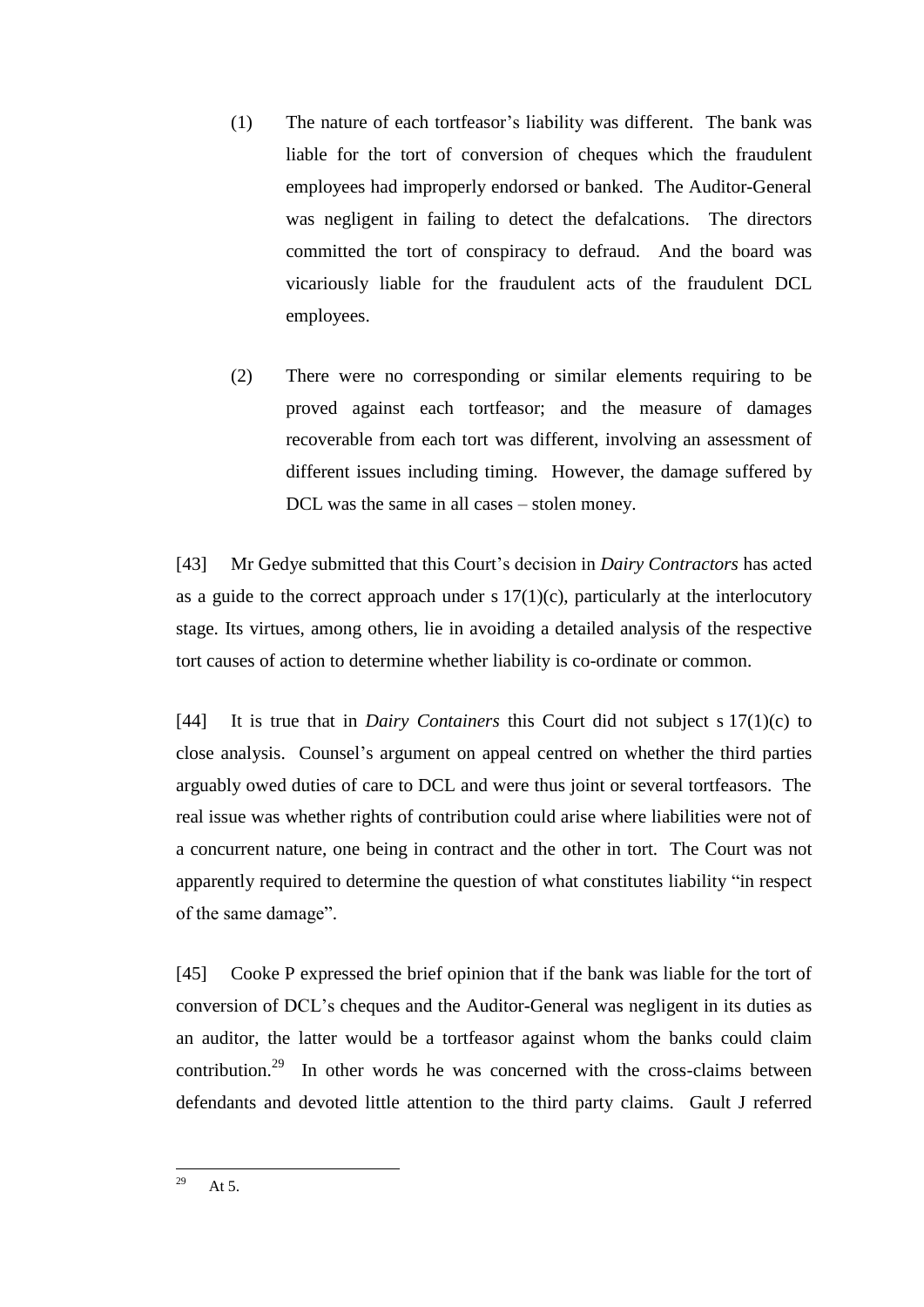(1) The nature of each tortfeasor's liability was different. The bank was liable for the tort of conversion of cheques which the fraudulent employees had improperly endorsed or banked. The Auditor-General was negligent in failing to detect the defalcations. The directors committed the tort of conspiracy to defraud. And the board was vicariously liable for the fraudulent acts of the fraudulent DCL employees.

(2) There were no corresponding or similar elements requiring to be proved against each tortfeasor; and the measure of damages recoverable from each tort was different, involving an assessment of different issues including timing. However, the damage suffered by DCL was the same in all cases – stolen money.

[43] Mr Gedye submitted that this Court's decision in *Dairy Contractors* has acted as a guide to the correct approach under s 17(1)(c), particularly at the interlocutory stage. Its virtues, among others, lie in avoiding a detailed analysis of the respective tort causes of action to determine whether liability is co-ordinate or common.

[44] It is true that in *Dairy Containers* this Court did not subject s 17(1)(c) to close analysis. Counsel's argument on appeal centred on whether the third parties arguably owed duties of care to DCL and were thus joint or several tortfeasors. The real issue was whether rights of contribution could arise where liabilities were not of a concurrent nature, one being in contract and the other in tort. The Court was not apparently required to determine the question of what constitutes liability "in respect of the same damage".

[45] Cooke P expressed the brief opinion that if the bank was liable for the tort of conversion of DCL's cheques and the Auditor-General was negligent in its duties as an auditor, the latter would be a tortfeasor against whom the banks could claim contribution.[29] In other words he was concerned with the cross-claims between defendants and devoted little attention to the third party claims. Gault J referred

---

[29] At 5.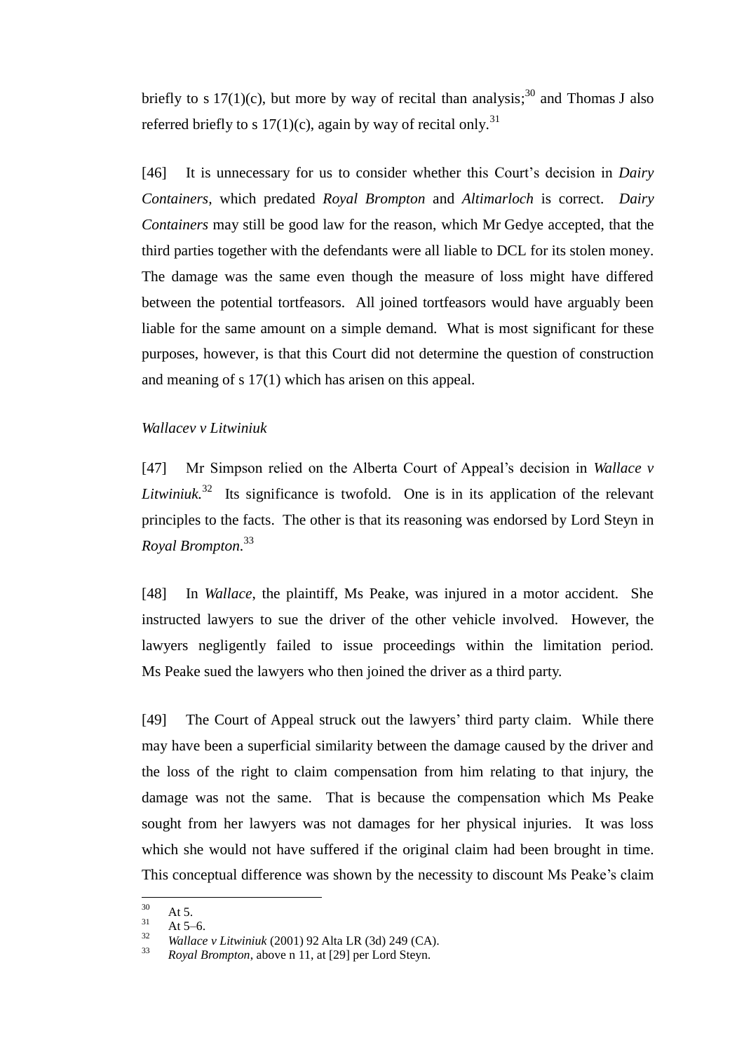briefly to s 17(1)(c), but more by way of recital than analysis;[30] and Thomas J also referred briefly to s 17(1)(c), again by way of recital only.[31]

[46] It is unnecessary for us to consider whether this Court's decision in *Dairy Containers*, which predated *Royal Brompton* and *Altimarloch* is correct. *Dairy Containers* may still be good law for the reason, which Mr Gedye accepted, that the third parties together with the defendants were all liable to DCL for its stolen money. The damage was the same even though the measure of loss might have differed between the potential tortfeasors. All joined tortfeasors would have arguably been liable for the same amount on a simple demand. What is most significant for these purposes, however, is that this Court did not determine the question of construction and meaning of s 17(1) which has arisen on this appeal.

*Wallacev v Litwiniuk*

[47] Mr Simpson relied on the Alberta Court of Appeal's decision in *Wallace v Litwiniuk.*[32] Its significance is twofold. One is in its application of the relevant principles to the facts. The other is that its reasoning was endorsed by Lord Steyn in *Royal Brompton*.[33]

[48] In *Wallace*, the plaintiff, Ms Peake, was injured in a motor accident. She instructed lawyers to sue the driver of the other vehicle involved. However, the lawyers negligently failed to issue proceedings within the limitation period. Ms Peake sued the lawyers who then joined the driver as a third party.

[49] The Court of Appeal struck out the lawyers' third party claim. While there may have been a superficial similarity between the damage caused by the driver and the loss of the right to claim compensation from him relating to that injury, the damage was not the same. That is because the compensation which Ms Peake sought from her lawyers was not damages for her physical injuries. It was loss which she would not have suffered if the original claim had been brought in time. This conceptual difference was shown by the necessity to discount Ms Peake's claim

---

[30] At 5.

[31] At 5–6.

[32] *Wallace v Litwiniuk* (2001) 92 Alta LR (3d) 249 (CA).

[33] *Royal Brompton*, above n 11, at [29] per Lord Steyn.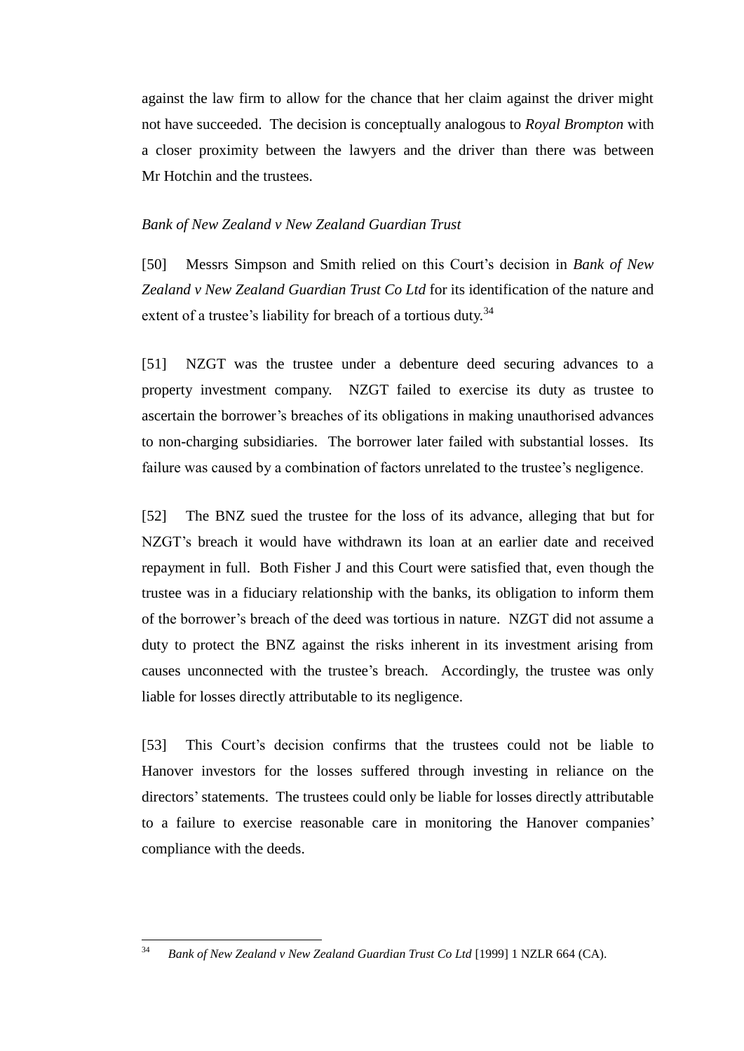against the law firm to allow for the chance that her claim against the driver might not have succeeded. The decision is conceptually analogous to *Royal Brompton* with a closer proximity between the lawyers and the driver than there was between Mr Hotchin and the trustees.

### *Bank of New Zealand v New Zealand Guardian Trust*

[50] Messrs Simpson and Smith relied on this Court's decision in *Bank of New Zealand v New Zealand Guardian Trust Co Ltd* for its identification of the nature and extent of a trustee's liability for breach of a tortious duty.[34]

[51] NZGT was the trustee under a debenture deed securing advances to a property investment company. NZGT failed to exercise its duty as trustee to ascertain the borrower's breaches of its obligations in making unauthorised advances to non-charging subsidiaries. The borrower later failed with substantial losses. Its failure was caused by a combination of factors unrelated to the trustee's negligence.

[52] The BNZ sued the trustee for the loss of its advance, alleging that but for NZGT's breach it would have withdrawn its loan at an earlier date and received repayment in full. Both Fisher J and this Court were satisfied that, even though the trustee was in a fiduciary relationship with the banks, its obligation to inform them of the borrower's breach of the deed was tortious in nature. NZGT did not assume a duty to protect the BNZ against the risks inherent in its investment arising from causes unconnected with the trustee's breach. Accordingly, the trustee was only liable for losses directly attributable to its negligence.

[53] This Court's decision confirms that the trustees could not be liable to Hanover investors for the losses suffered through investing in reliance on the directors' statements. The trustees could only be liable for losses directly attributable to a failure to exercise reasonable care in monitoring the Hanover companies' compliance with the deeds.

---

[34] *Bank of New Zealand v New Zealand Guardian Trust Co Ltd* [1999] 1 NZLR 664 (CA).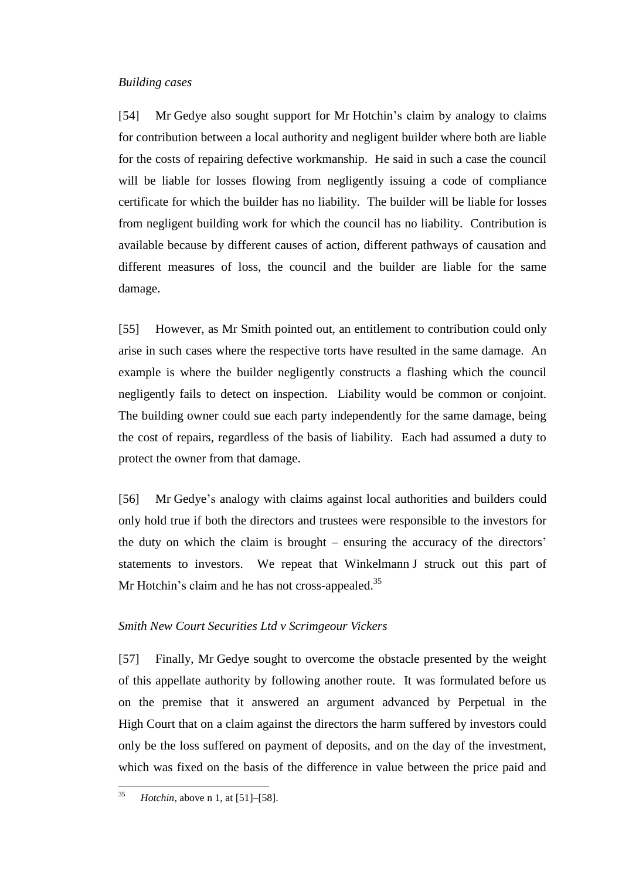*Building cases*

[54] Mr Gedye also sought support for Mr Hotchin's claim by analogy to claims for contribution between a local authority and negligent builder where both are liable for the costs of repairing defective workmanship. He said in such a case the council will be liable for losses flowing from negligently issuing a code of compliance certificate for which the builder has no liability. The builder will be liable for losses from negligent building work for which the council has no liability. Contribution is available because by different causes of action, different pathways of causation and different measures of loss, the council and the builder are liable for the same damage.

[55] However, as Mr Smith pointed out, an entitlement to contribution could only arise in such cases where the respective torts have resulted in the same damage. An example is where the builder negligently constructs a flashing which the council negligently fails to detect on inspection. Liability would be common or conjoint. The building owner could sue each party independently for the same damage, being the cost of repairs, regardless of the basis of liability. Each had assumed a duty to protect the owner from that damage.

[56] Mr Gedye's analogy with claims against local authorities and builders could only hold true if both the directors and trustees were responsible to the investors for the duty on which the claim is brought – ensuring the accuracy of the directors' statements to investors. We repeat that Winkelmann J struck out this part of Mr Hotchin's claim and he has not cross-appealed.[35]

*Smith New Court Securities Ltd v Scrimgeour Vickers*

[57] Finally, Mr Gedye sought to overcome the obstacle presented by the weight of this appellate authority by following another route. It was formulated before us on the premise that it answered an argument advanced by Perpetual in the High Court that on a claim against the directors the harm suffered by investors could only be the loss suffered on payment of deposits, and on the day of the investment, which was fixed on the basis of the difference in value between the price paid and

[35] *Hotchin*, above n 1, at [51]–[58].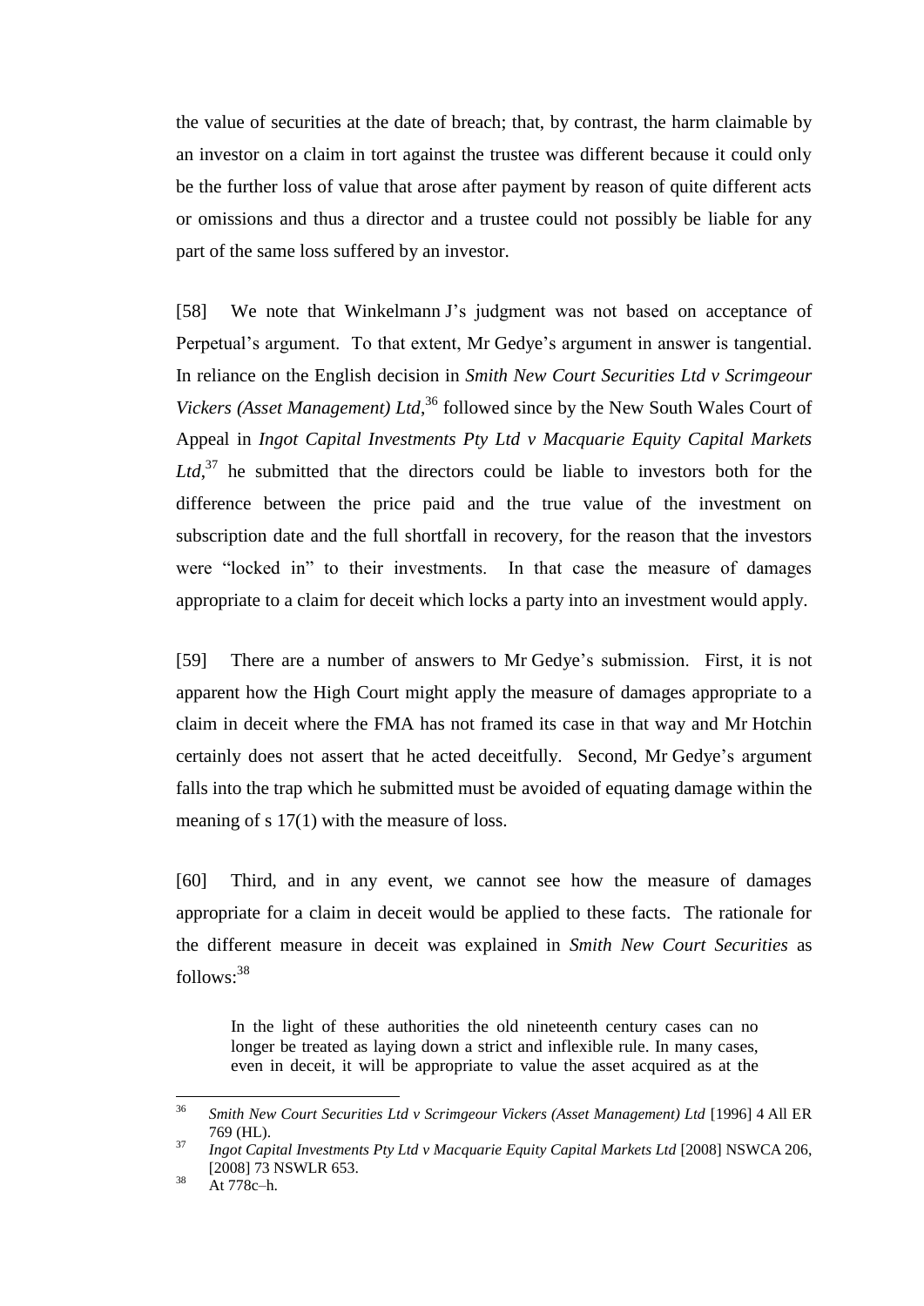the value of securities at the date of breach; that, by contrast, the harm claimable by an investor on a claim in tort against the trustee was different because it could only be the further loss of value that arose after payment by reason of quite different acts or omissions and thus a director and a trustee could not possibly be liable for any part of the same loss suffered by an investor.

[58] We note that Winkelmann J's judgment was not based on acceptance of Perpetual's argument. To that extent, Mr Gedye's argument in answer is tangential. In reliance on the English decision in *Smith New Court Securities Ltd v Scrimgeour Vickers (Asset Management) Ltd*,[36] followed since by the New South Wales Court of Appeal in *Ingot Capital Investments Pty Ltd v Macquarie Equity Capital Markets Ltd*,[37] he submitted that the directors could be liable to investors both for the difference between the price paid and the true value of the investment on subscription date and the full shortfall in recovery, for the reason that the investors were "locked in" to their investments. In that case the measure of damages appropriate to a claim for deceit which locks a party into an investment would apply.

[59] There are a number of answers to Mr Gedye's submission. First, it is not apparent how the High Court might apply the measure of damages appropriate to a claim in deceit where the FMA has not framed its case in that way and Mr Hotchin certainly does not assert that he acted deceitfully. Second, Mr Gedye's argument falls into the trap which he submitted must be avoided of equating damage within the meaning of s 17(1) with the measure of loss.

[60] Third, and in any event, we cannot see how the measure of damages appropriate for a claim in deceit would be applied to these facts. The rationale for the different measure in deceit was explained in *Smith New Court Securities* as follows:[38]

> In the light of these authorities the old nineteenth century cases can no longer be treated as laying down a strict and inflexible rule. In many cases, even in deceit, it will be appropriate to value the asset acquired as at the

---

[36] *Smith New Court Securities Ltd v Scrimgeour Vickers (Asset Management) Ltd* [1996] 4 All ER 769 (HL).

[37] *Ingot Capital Investments Pty Ltd v Macquarie Equity Capital Markets Ltd* [2008] NSWCA 206, [2008] 73 NSWLR 653.

[38] At 778c–h.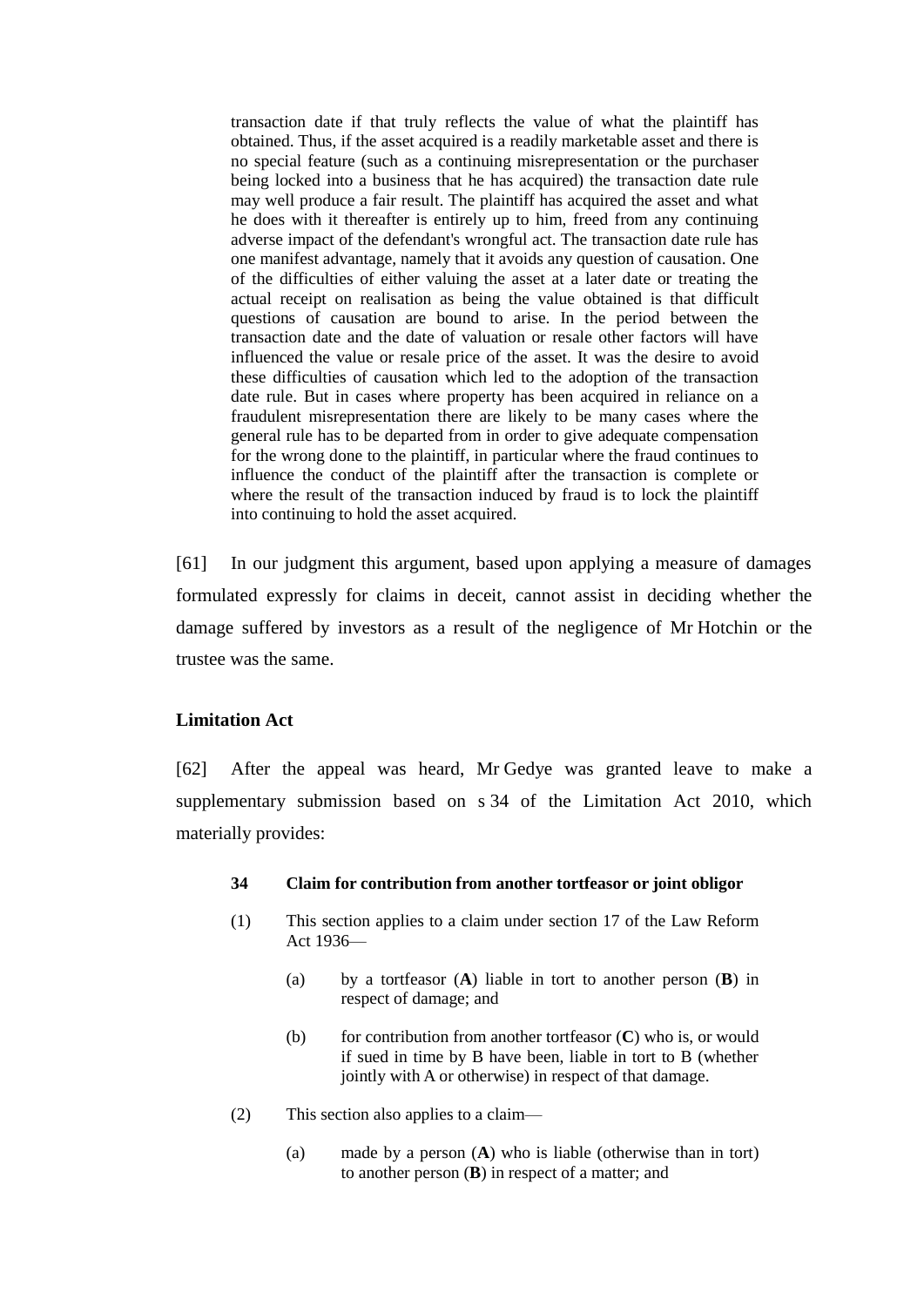> transaction date if that truly reflects the value of what the plaintiff has obtained. Thus, if the asset acquired is a readily marketable asset and there is no special feature (such as a continuing misrepresentation or the purchaser being locked into a business that he has acquired) the transaction date rule may well produce a fair result. The plaintiff has acquired the asset and what he does with it thereafter is entirely up to him, freed from any continuing adverse impact of the defendant's wrongful act. The transaction date rule has one manifest advantage, namely that it avoids any question of causation. One of the difficulties of either valuing the asset at a later date or treating the actual receipt on realisation as being the value obtained is that difficult questions of causation are bound to arise. In the period between the transaction date and the date of valuation or resale other factors will have influenced the value or resale price of the asset. It was the desire to avoid these difficulties of causation which led to the adoption of the transaction date rule. But in cases where property has been acquired in reliance on a fraudulent misrepresentation there are likely to be many cases where the general rule has to be departed from in order to give adequate compensation for the wrong done to the plaintiff, in particular where the fraud continues to influence the conduct of the plaintiff after the transaction is complete or where the result of the transaction induced by fraud is to lock the plaintiff into continuing to hold the asset acquired.

[61] In our judgment this argument, based upon applying a measure of damages formulated expressly for claims in deceit, cannot assist in deciding whether the damage suffered by investors as a result of the negligence of Mr Hotchin or the trustee was the same.

### Limitation Act

[62] After the appeal was heard, Mr Gedye was granted leave to make a supplementary submission based on s 34 of the Limitation Act 2010, which materially provides:

> **34 Claim for contribution from another tortfeasor or joint obligor**
>
> (1) This section applies to a claim under section 17 of the Law Reform Act 1936—
>
> (a) by a tortfeasor (**A**) liable in tort to another person (**B**) in respect of damage; and
>
> (b) for contribution from another tortfeasor (**C**) who is, or would if sued in time by B have been, liable in tort to B (whether jointly with A or otherwise) in respect of that damage.
>
> (2) This section also applies to a claim—
>
> (a) made by a person (**A**) who is liable (otherwise than in tort) to another person (**B**) in respect of a matter; and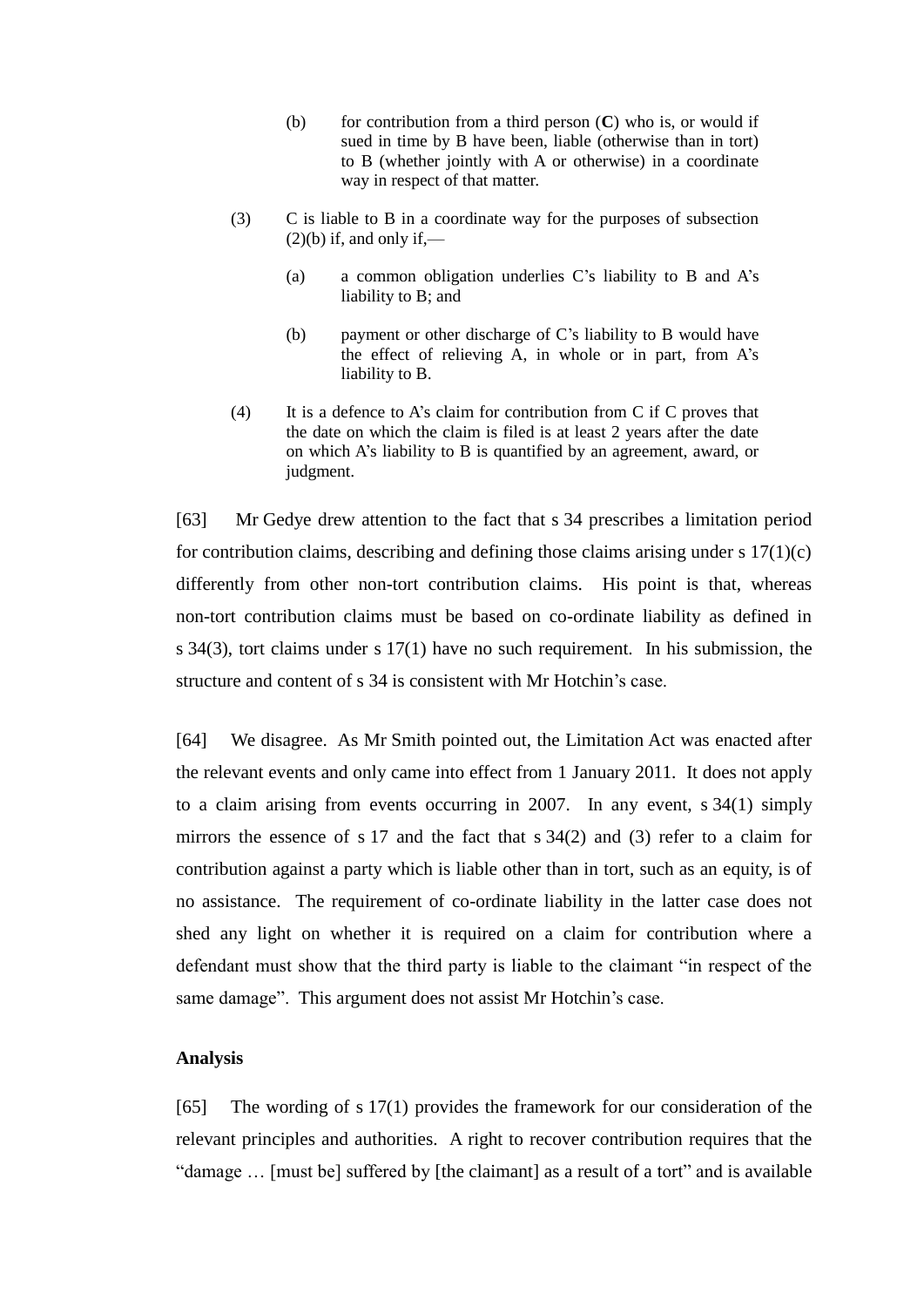> (b) for contribution from a third person (**C**) who is, or would if sued in time by B have been, liable (otherwise than in tort) to B (whether jointly with A or otherwise) in a coordinate way in respect of that matter.
>
> (3) C is liable to B in a coordinate way for the purposes of subsection (2)(b) if, and only if,—
>
> > (a) a common obligation underlies C's liability to B and A's liability to B; and
> >
> > (b) payment or other discharge of C's liability to B would have the effect of relieving A, in whole or in part, from A's liability to B.
>
> (4) It is a defence to A's claim for contribution from C if C proves that the date on which the claim is filed is at least 2 years after the date on which A's liability to B is quantified by an agreement, award, or judgment.

[63] Mr Gedye drew attention to the fact that s 34 prescribes a limitation period for contribution claims, describing and defining those claims arising under s 17(1)(c) differently from other non-tort contribution claims. His point is that, whereas non-tort contribution claims must be based on co-ordinate liability as defined in s 34(3), tort claims under s 17(1) have no such requirement. In his submission, the structure and content of s 34 is consistent with Mr Hotchin's case.

[64] We disagree. As Mr Smith pointed out, the Limitation Act was enacted after the relevant events and only came into effect from 1 January 2011. It does not apply to a claim arising from events occurring in 2007. In any event, s 34(1) simply mirrors the essence of s 17 and the fact that s 34(2) and (3) refer to a claim for contribution against a party which is liable other than in tort, such as an equity, is of no assistance. The requirement of co-ordinate liability in the latter case does not shed any light on whether it is required on a claim for contribution where a defendant must show that the third party is liable to the claimant "in respect of the same damage". This argument does not assist Mr Hotchin's case.

**Analysis**

[65] The wording of s 17(1) provides the framework for our consideration of the relevant principles and authorities. A right to recover contribution requires that the "damage … [must be] suffered by [the claimant] as a result of a tort" and is available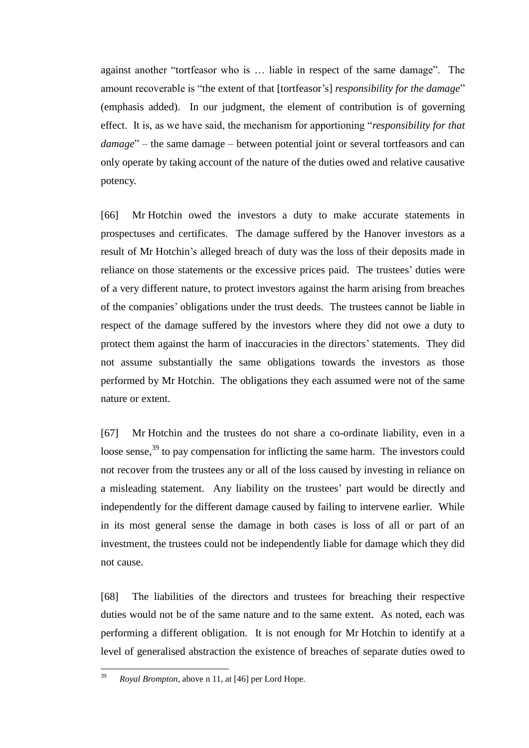against another "tortfeasor who is … liable in respect of the same damage". The amount recoverable is "the extent of that [tortfeasor's] *responsibility for the damage*" (emphasis added). In our judgment, the element of contribution is of governing effect. It is, as we have said, the mechanism for apportioning "*responsibility for that damage*" – the same damage – between potential joint or several tortfeasors and can only operate by taking account of the nature of the duties owed and relative causative potency.

[66] Mr Hotchin owed the investors a duty to make accurate statements in prospectuses and certificates. The damage suffered by the Hanover investors as a result of Mr Hotchin's alleged breach of duty was the loss of their deposits made in reliance on those statements or the excessive prices paid. The trustees' duties were of a very different nature, to protect investors against the harm arising from breaches of the companies' obligations under the trust deeds. The trustees cannot be liable in respect of the damage suffered by the investors where they did not owe a duty to protect them against the harm of inaccuracies in the directors' statements. They did not assume substantially the same obligations towards the investors as those performed by Mr Hotchin. The obligations they each assumed were not of the same nature or extent.

[67] Mr Hotchin and the trustees do not share a co-ordinate liability, even in a loose sense,[39] to pay compensation for inflicting the same harm. The investors could not recover from the trustees any or all of the loss caused by investing in reliance on a misleading statement. Any liability on the trustees' part would be directly and independently for the different damage caused by failing to intervene earlier. While in its most general sense the damage in both cases is loss of all or part of an investment, the trustees could not be independently liable for damage which they did not cause.

[68] The liabilities of the directors and trustees for breaching their respective duties would not be of the same nature and to the same extent. As noted, each was performing a different obligation. It is not enough for Mr Hotchin to identify at a level of generalised abstraction the existence of breaches of separate duties owed to

[39] *Royal Brompton*, above n 11, at [46] per Lord Hope.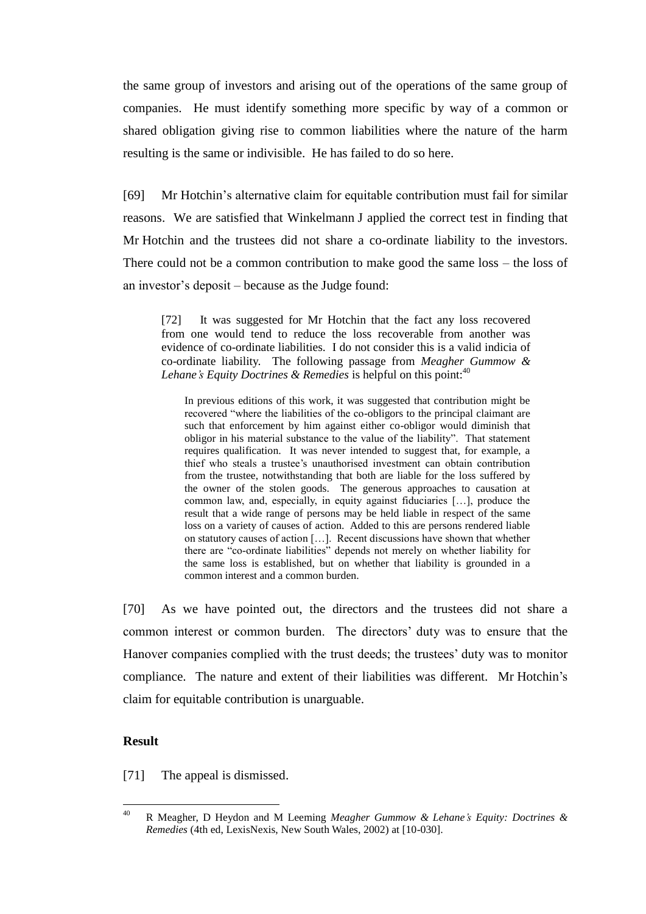the same group of investors and arising out of the operations of the same group of companies. He must identify something more specific by way of a common or shared obligation giving rise to common liabilities where the nature of the harm resulting is the same or indivisible. He has failed to do so here.

[69] Mr Hotchin's alternative claim for equitable contribution must fail for similar reasons. We are satisfied that Winkelmann J applied the correct test in finding that Mr Hotchin and the trustees did not share a co-ordinate liability to the investors. There could not be a common contribution to make good the same loss – the loss of an investor's deposit – because as the Judge found:

> [72] It was suggested for Mr Hotchin that the fact any loss recovered from one would tend to reduce the loss recoverable from another was evidence of co-ordinate liabilities. I do not consider this is a valid indicia of co-ordinate liability. The following passage from *Meagher Gummow & Lehane's Equity Doctrines & Remedies* is helpful on this point:[40]
>
> > In previous editions of this work, it was suggested that contribution might be recovered "where the liabilities of the co-obligors to the principal claimant are such that enforcement by him against either co-obligor would diminish that obligor in his material substance to the value of the liability". That statement requires qualification. It was never intended to suggest that, for example, a thief who steals a trustee's unauthorised investment can obtain contribution from the trustee, notwithstanding that both are liable for the loss suffered by the owner of the stolen goods. The generous approaches to causation at common law, and, especially, in equity against fiduciaries […], produce the result that a wide range of persons may be held liable in respect of the same loss on a variety of causes of action. Added to this are persons rendered liable on statutory causes of action […]. Recent discussions have shown that whether there are "co-ordinate liabilities" depends not merely on whether liability for the same loss is established, but on whether that liability is grounded in a common interest and a common burden.

[70] As we have pointed out, the directors and the trustees did not share a common interest or common burden. The directors' duty was to ensure that the Hanover companies complied with the trust deeds; the trustees' duty was to monitor compliance. The nature and extent of their liabilities was different. Mr Hotchin's claim for equitable contribution is unarguable.

## Result

[71] The appeal is dismissed.

---

[40] R Meagher, D Heydon and M Leeming *Meagher Gummow & Lehane's Equity: Doctrines & Remedies* (4th ed, LexisNexis, New South Wales, 2002) at [10-030].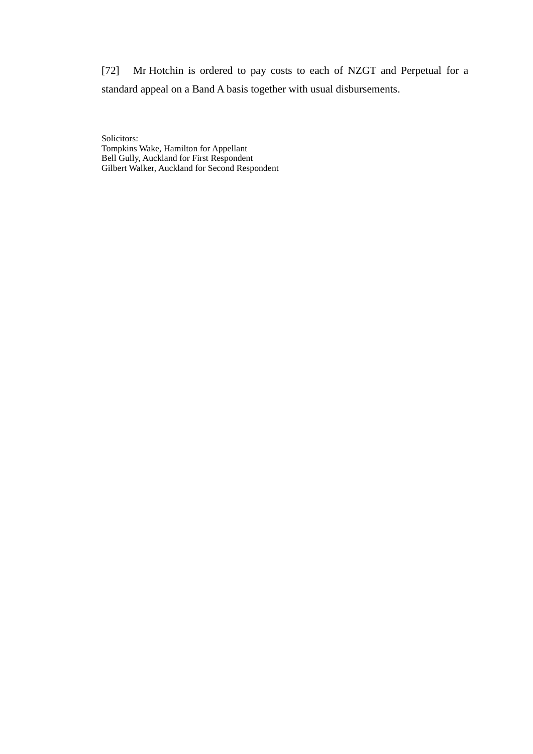[72] Mr Hotchin is ordered to pay costs to each of NZGT and Perpetual for a standard appeal on a Band A basis together with usual disbursements.

Solicitors:
Tompkins Wake, Hamilton for Appellant
Bell Gully, Auckland for First Respondent
Gilbert Walker, Auckland for Second Respondent